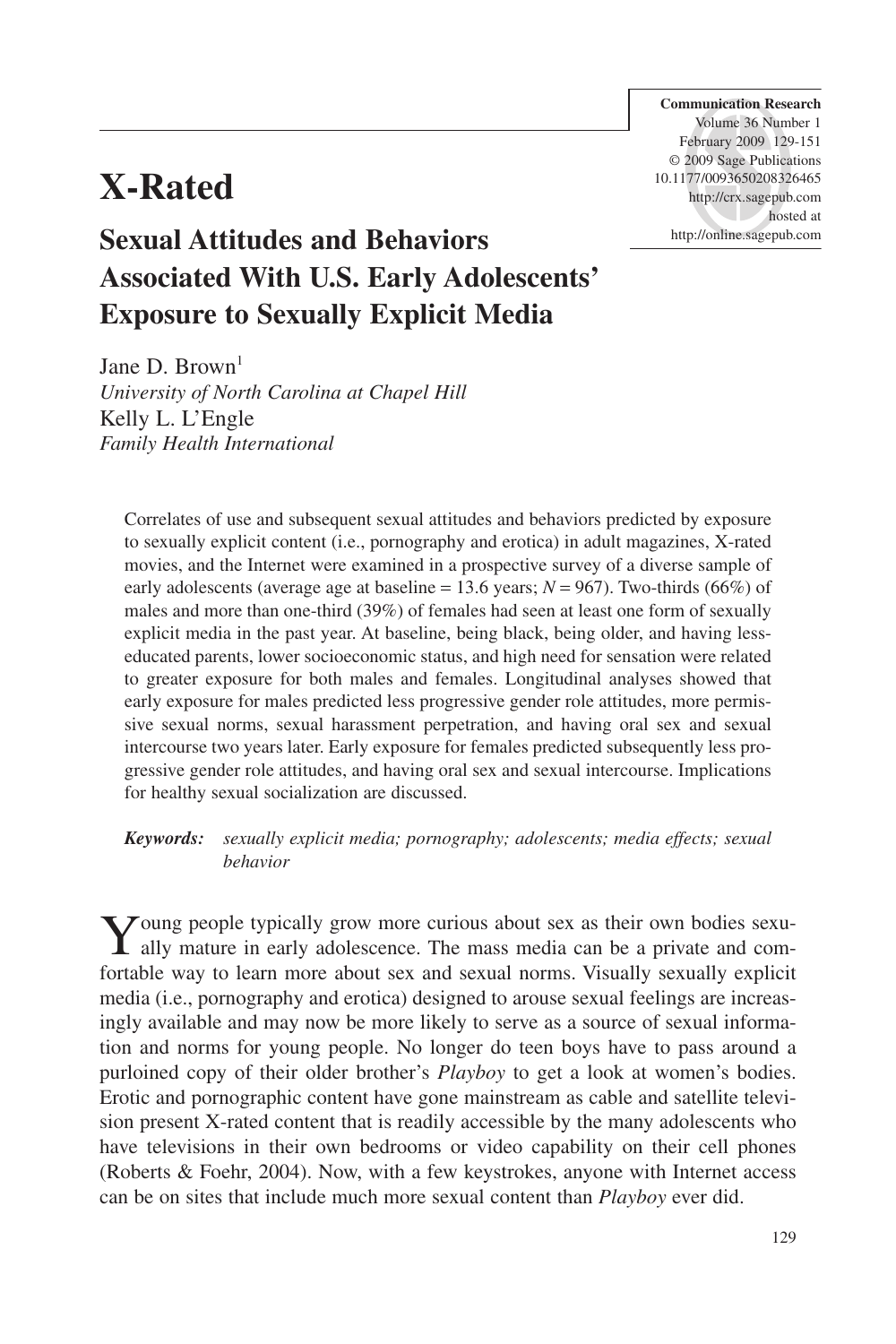# X-Rated

## Sexual Attitudes and Behaviors Associated With U.S. Early Adolescents' Exposure to Sexually Explicit Media

Jane D. Brown[1]
*University of North Carolina at Chapel Hill*
Kelly L. L'Engle
*Family Health International*

Correlates of use and subsequent sexual attitudes and behaviors predicted by exposure to sexually explicit content (i.e., pornography and erotica) in adult magazines, X-rated movies, and the Internet were examined in a prospective survey of a diverse sample of early adolescents (average age at baseline = 13.6 years; $N = 967$). Two-thirds (66%) of males and more than one-third (39%) of females had seen at least one form of sexually explicit media in the past year. At baseline, being black, being older, and having less-educated parents, lower socioeconomic status, and high need for sensation were related to greater exposure for both males and females. Longitudinal analyses showed that early exposure for males predicted less progressive gender role attitudes, more permissive sexual norms, sexual harassment perpetration, and having oral sex and sexual intercourse two years later. Early exposure for females predicted subsequently less progressive gender role attitudes, and having oral sex and sexual intercourse. Implications for healthy sexual socialization are discussed.

***Keywords:*** *sexually explicit media; pornography; adolescents; media effects; sexual behavior*

Young people typically grow more curious about sex as their own bodies sexually mature in early adolescence. The mass media can be a private and comfortable way to learn more about sex and sexual norms. Visually sexually explicit media (i.e., pornography and erotica) designed to arouse sexual feelings are increasingly available and may now be more likely to serve as a source of sexual information and norms for young people. No longer do teen boys have to pass around a purloined copy of their older brother's *Playboy* to get a look at women's bodies. Erotic and pornographic content have gone mainstream as cable and satellite television present X-rated content that is readily accessible by the many adolescents who have televisions in their own bedrooms or video capability on their cell phones (Roberts & Foehr, 2004). Now, with a few keystrokes, anyone with Internet access can be on sites that include much more sexual content than *Playboy* ever did.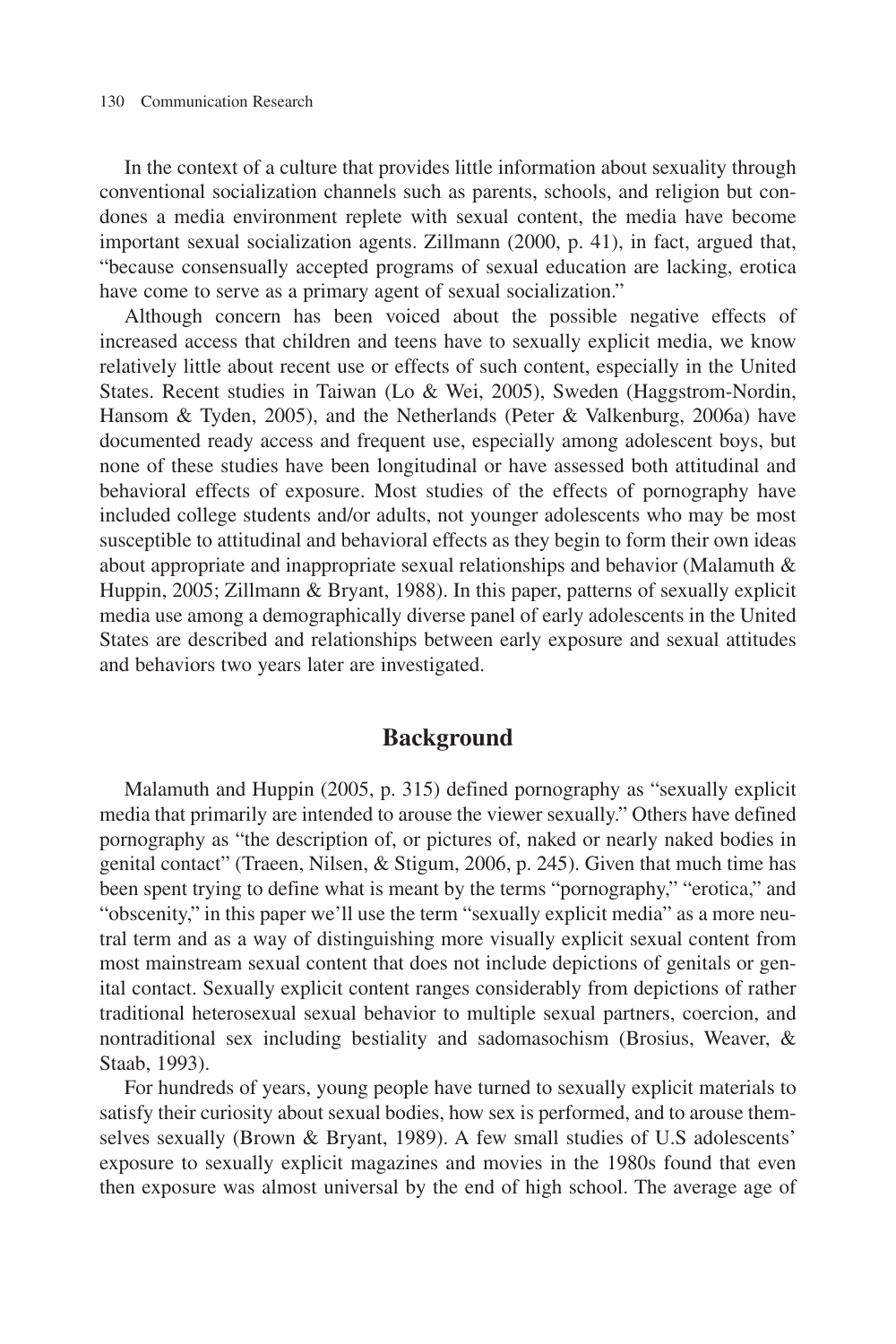In the context of a culture that provides little information about sexuality through conventional socialization channels such as parents, schools, and religion but condones a media environment replete with sexual content, the media have become important sexual socialization agents. Zillmann (2000, p. 41), in fact, argued that, "because consensually accepted programs of sexual education are lacking, erotica have come to serve as a primary agent of sexual socialization."

Although concern has been voiced about the possible negative effects of increased access that children and teens have to sexually explicit media, we know relatively little about recent use or effects of such content, especially in the United States. Recent studies in Taiwan (Lo & Wei, 2005), Sweden (Haggstrom-Nordin, Hansom & Tyden, 2005), and the Netherlands (Peter & Valkenburg, 2006a) have documented ready access and frequent use, especially among adolescent boys, but none of these studies have been longitudinal or have assessed both attitudinal and behavioral effects of exposure. Most studies of the effects of pornography have included college students and/or adults, not younger adolescents who may be most susceptible to attitudinal and behavioral effects as they begin to form their own ideas about appropriate and inappropriate sexual relationships and behavior (Malamuth & Huppin, 2005; Zillmann & Bryant, 1988). In this paper, patterns of sexually explicit media use among a demographically diverse panel of early adolescents in the United States are described and relationships between early exposure and sexual attitudes and behaviors two years later are investigated.

## Background

Malamuth and Huppin (2005, p. 315) defined pornography as "sexually explicit media that primarily are intended to arouse the viewer sexually." Others have defined pornography as "the description of, or pictures of, naked or nearly naked bodies in genital contact" (Traeen, Nilsen, & Stigum, 2006, p. 245). Given that much time has been spent trying to define what is meant by the terms "pornography," "erotica," and "obscenity," in this paper we'll use the term "sexually explicit media" as a more neutral term and as a way of distinguishing more visually explicit sexual content from most mainstream sexual content that does not include depictions of genitals or genital contact. Sexually explicit content ranges considerably from depictions of rather traditional heterosexual sexual behavior to multiple sexual partners, coercion, and nontraditional sex including bestiality and sadomasochism (Brosius, Weaver, & Staab, 1993).

For hundreds of years, young people have turned to sexually explicit materials to satisfy their curiosity about sexual bodies, how sex is performed, and to arouse themselves sexually (Brown & Bryant, 1989). A few small studies of U.S adolescents' exposure to sexually explicit magazines and movies in the 1980s found that even then exposure was almost universal by the end of high school. The average age of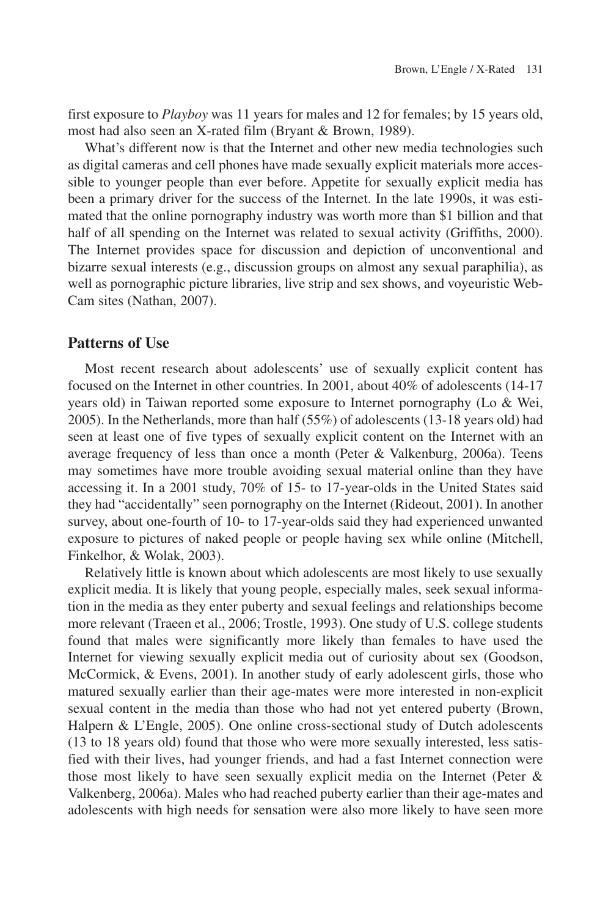first exposure to *Playboy* was 11 years for males and 12 for females; by 15 years old, most had also seen an X-rated film (Bryant & Brown, 1989).

What's different now is that the Internet and other new media technologies such as digital cameras and cell phones have made sexually explicit materials more accessible to younger people than ever before. Appetite for sexually explicit media has been a primary driver for the success of the Internet. In the late 1990s, it was estimated that the online pornography industry was worth more than $1 billion and that half of all spending on the Internet was related to sexual activity (Griffiths, 2000). The Internet provides space for discussion and depiction of unconventional and bizarre sexual interests (e.g., discussion groups on almost any sexual paraphilia), as well as pornographic picture libraries, live strip and sex shows, and voyeuristic Web-Cam sites (Nathan, 2007).

## Patterns of Use

Most recent research about adolescents' use of sexually explicit content has focused on the Internet in other countries. In 2001, about 40% of adolescents (14-17 years old) in Taiwan reported some exposure to Internet pornography (Lo & Wei, 2005). In the Netherlands, more than half (55%) of adolescents (13-18 years old) had seen at least one of five types of sexually explicit content on the Internet with an average frequency of less than once a month (Peter & Valkenburg, 2006a). Teens may sometimes have more trouble avoiding sexual material online than they have accessing it. In a 2001 study, 70% of 15- to 17-year-olds in the United States said they had "accidentally" seen pornography on the Internet (Rideout, 2001). In another survey, about one-fourth of 10- to 17-year-olds said they had experienced unwanted exposure to pictures of naked people or people having sex while online (Mitchell, Finkelhor, & Wolak, 2003).

Relatively little is known about which adolescents are most likely to use sexually explicit media. It is likely that young people, especially males, seek sexual information in the media as they enter puberty and sexual feelings and relationships become more relevant (Traeen et al., 2006; Trostle, 1993). One study of U.S. college students found that males were significantly more likely than females to have used the Internet for viewing sexually explicit media out of curiosity about sex (Goodson, McCormick, & Evens, 2001). In another study of early adolescent girls, those who matured sexually earlier than their age-mates were more interested in non-explicit sexual content in the media than those who had not yet entered puberty (Brown, Halpern & L'Engle, 2005). One online cross-sectional study of Dutch adolescents (13 to 18 years old) found that those who were more sexually interested, less satisfied with their lives, had younger friends, and had a fast Internet connection were those most likely to have seen sexually explicit media on the Internet (Peter & Valkenberg, 2006a). Males who had reached puberty earlier than their age-mates and adolescents with high needs for sensation were also more likely to have seen more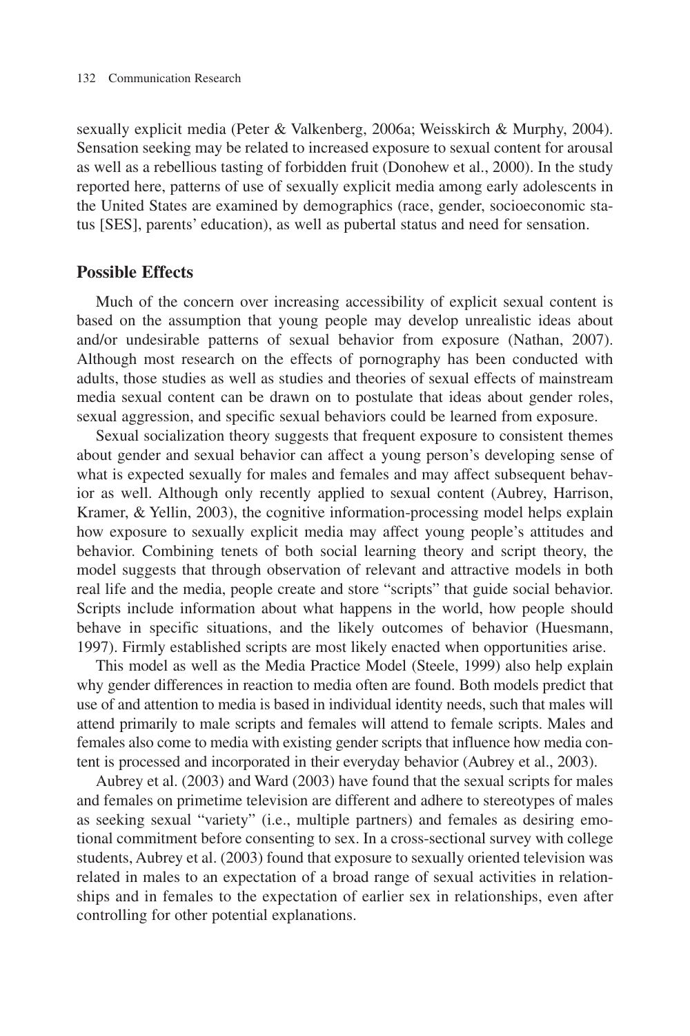sexually explicit media (Peter & Valkenberg, 2006a; Weisskirch & Murphy, 2004). Sensation seeking may be related to increased exposure to sexual content for arousal as well as a rebellious tasting of forbidden fruit (Donohew et al., 2000). In the study reported here, patterns of use of sexually explicit media among early adolescents in the United States are examined by demographics (race, gender, socioeconomic status [SES], parents' education), as well as pubertal status and need for sensation.

## Possible Effects

Much of the concern over increasing accessibility of explicit sexual content is based on the assumption that young people may develop unrealistic ideas about and/or undesirable patterns of sexual behavior from exposure (Nathan, 2007). Although most research on the effects of pornography has been conducted with adults, those studies as well as studies and theories of sexual effects of mainstream media sexual content can be drawn on to postulate that ideas about gender roles, sexual aggression, and specific sexual behaviors could be learned from exposure.

Sexual socialization theory suggests that frequent exposure to consistent themes about gender and sexual behavior can affect a young person's developing sense of what is expected sexually for males and females and may affect subsequent behavior as well. Although only recently applied to sexual content (Aubrey, Harrison, Kramer, & Yellin, 2003), the cognitive information-processing model helps explain how exposure to sexually explicit media may affect young people's attitudes and behavior. Combining tenets of both social learning theory and script theory, the model suggests that through observation of relevant and attractive models in both real life and the media, people create and store "scripts" that guide social behavior. Scripts include information about what happens in the world, how people should behave in specific situations, and the likely outcomes of behavior (Huesmann, 1997). Firmly established scripts are most likely enacted when opportunities arise.

This model as well as the Media Practice Model (Steele, 1999) also help explain why gender differences in reaction to media often are found. Both models predict that use of and attention to media is based in individual identity needs, such that males will attend primarily to male scripts and females will attend to female scripts. Males and females also come to media with existing gender scripts that influence how media content is processed and incorporated in their everyday behavior (Aubrey et al., 2003).

Aubrey et al. (2003) and Ward (2003) have found that the sexual scripts for males and females on primetime television are different and adhere to stereotypes of males as seeking sexual "variety" (i.e., multiple partners) and females as desiring emotional commitment before consenting to sex. In a cross-sectional survey with college students, Aubrey et al. (2003) found that exposure to sexually oriented television was related in males to an expectation of a broad range of sexual activities in relationships and in females to the expectation of earlier sex in relationships, even after controlling for other potential explanations.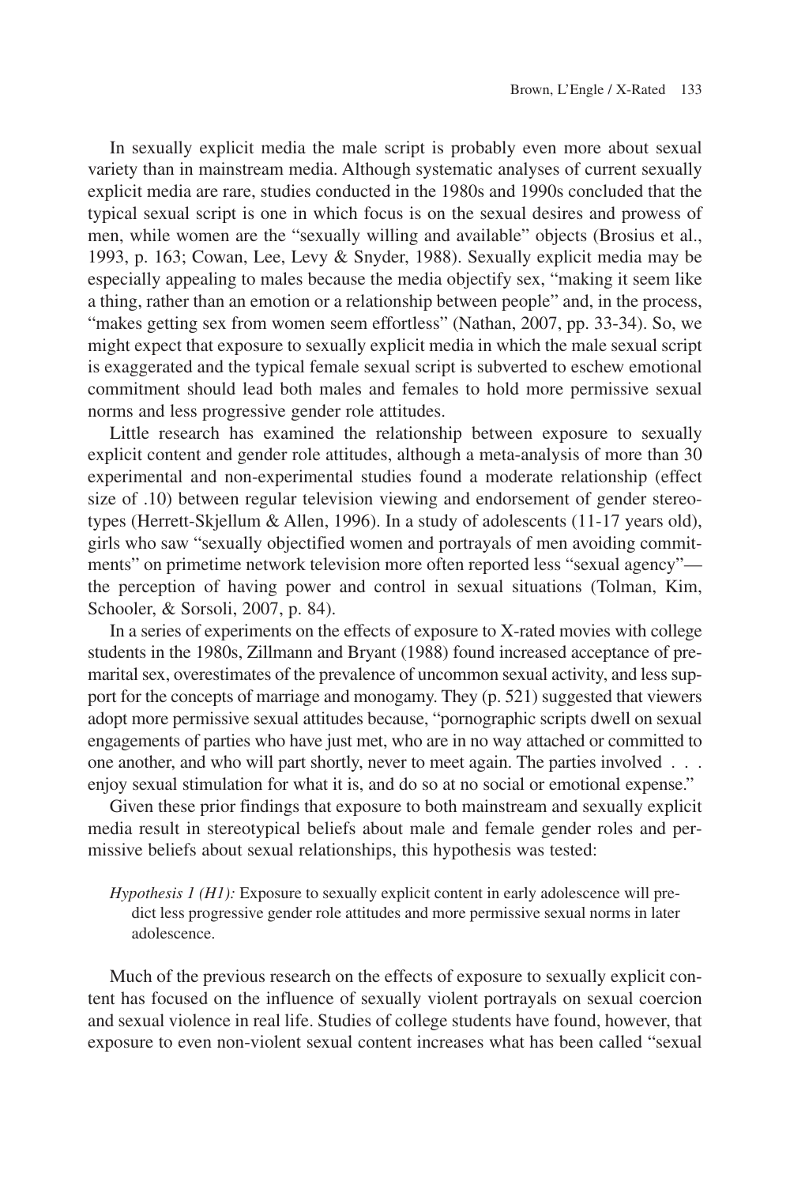In sexually explicit media the male script is probably even more about sexual variety than in mainstream media. Although systematic analyses of current sexually explicit media are rare, studies conducted in the 1980s and 1990s concluded that the typical sexual script is one in which focus is on the sexual desires and prowess of men, while women are the "sexually willing and available" objects (Brosius et al., 1993, p. 163; Cowan, Lee, Levy & Snyder, 1988). Sexually explicit media may be especially appealing to males because the media objectify sex, "making it seem like a thing, rather than an emotion or a relationship between people" and, in the process, "makes getting sex from women seem effortless" (Nathan, 2007, pp. 33-34). So, we might expect that exposure to sexually explicit media in which the male sexual script is exaggerated and the typical female sexual script is subverted to eschew emotional commitment should lead both males and females to hold more permissive sexual norms and less progressive gender role attitudes.

Little research has examined the relationship between exposure to sexually explicit content and gender role attitudes, although a meta-analysis of more than 30 experimental and non-experimental studies found a moderate relationship (effect size of .10) between regular television viewing and endorsement of gender stereotypes (Herrett-Skjellum & Allen, 1996). In a study of adolescents (11-17 years old), girls who saw "sexually objectified women and portrayals of men avoiding commitments" on primetime network television more often reported less "sexual agency"—the perception of having power and control in sexual situations (Tolman, Kim, Schooler, & Sorsoli, 2007, p. 84).

In a series of experiments on the effects of exposure to X-rated movies with college students in the 1980s, Zillmann and Bryant (1988) found increased acceptance of premarital sex, overestimates of the prevalence of uncommon sexual activity, and less support for the concepts of marriage and monogamy. They (p. 521) suggested that viewers adopt more permissive sexual attitudes because, "pornographic scripts dwell on sexual engagements of parties who have just met, who are in no way attached or committed to one another, and who will part shortly, never to meet again. The parties involved . . . enjoy sexual stimulation for what it is, and do so at no social or emotional expense."

Given these prior findings that exposure to both mainstream and sexually explicit media result in stereotypical beliefs about male and female gender roles and permissive beliefs about sexual relationships, this hypothesis was tested:

> *Hypothesis 1 (H1):* Exposure to sexually explicit content in early adolescence will predict less progressive gender role attitudes and more permissive sexual norms in later adolescence.

Much of the previous research on the effects of exposure to sexually explicit content has focused on the influence of sexually violent portrayals on sexual coercion and sexual violence in real life. Studies of college students have found, however, that exposure to even non-violent sexual content increases what has been called "sexual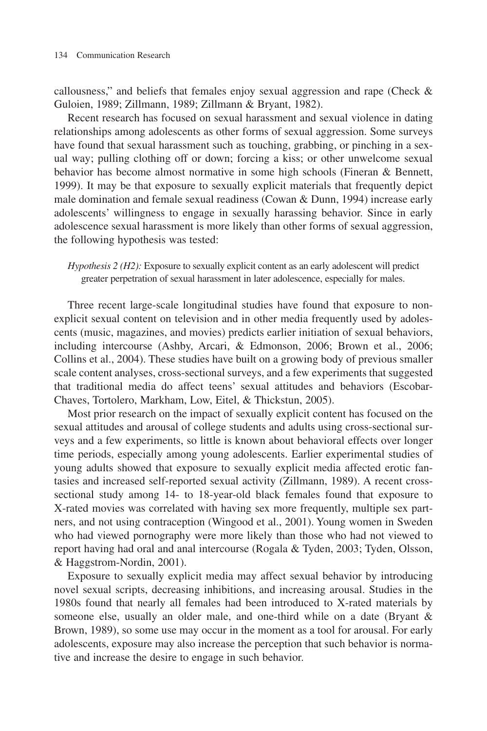callousness," and beliefs that females enjoy sexual aggression and rape (Check & Guloien, 1989; Zillmann, 1989; Zillmann & Bryant, 1982).

Recent research has focused on sexual harassment and sexual violence in dating relationships among adolescents as other forms of sexual aggression. Some surveys have found that sexual harassment such as touching, grabbing, or pinching in a sexual way; pulling clothing off or down; forcing a kiss; or other unwelcome sexual behavior has become almost normative in some high schools (Fineran & Bennett, 1999). It may be that exposure to sexually explicit materials that frequently depict male domination and female sexual readiness (Cowan & Dunn, 1994) increase early adolescents' willingness to engage in sexually harassing behavior. Since in early adolescence sexual harassment is more likely than other forms of sexual aggression, the following hypothesis was tested:

> *Hypothesis 2 (H2):* Exposure to sexually explicit content as an early adolescent will predict greater perpetration of sexual harassment in later adolescence, especially for males.

Three recent large-scale longitudinal studies have found that exposure to nonexplicit sexual content on television and in other media frequently used by adolescents (music, magazines, and movies) predicts earlier initiation of sexual behaviors, including intercourse (Ashby, Arcari, & Edmonson, 2006; Brown et al., 2006; Collins et al., 2004). These studies have built on a growing body of previous smaller scale content analyses, cross-sectional surveys, and a few experiments that suggested that traditional media do affect teens' sexual attitudes and behaviors (Escobar-Chaves, Tortolero, Markham, Low, Eitel, & Thickstun, 2005).

Most prior research on the impact of sexually explicit content has focused on the sexual attitudes and arousal of college students and adults using cross-sectional surveys and a few experiments, so little is known about behavioral effects over longer time periods, especially among young adolescents. Earlier experimental studies of young adults showed that exposure to sexually explicit media affected erotic fantasies and increased self-reported sexual activity (Zillmann, 1989). A recent cross-sectional study among 14- to 18-year-old black females found that exposure to X-rated movies was correlated with having sex more frequently, multiple sex partners, and not using contraception (Wingood et al., 2001). Young women in Sweden who had viewed pornography were more likely than those who had not viewed to report having had oral and anal intercourse (Rogala & Tyden, 2003; Tyden, Olsson, & Haggstrom-Nordin, 2001).

Exposure to sexually explicit media may affect sexual behavior by introducing novel sexual scripts, decreasing inhibitions, and increasing arousal. Studies in the 1980s found that nearly all females had been introduced to X-rated materials by someone else, usually an older male, and one-third while on a date (Bryant & Brown, 1989), so some use may occur in the moment as a tool for arousal. For early adolescents, exposure may also increase the perception that such behavior is normative and increase the desire to engage in such behavior.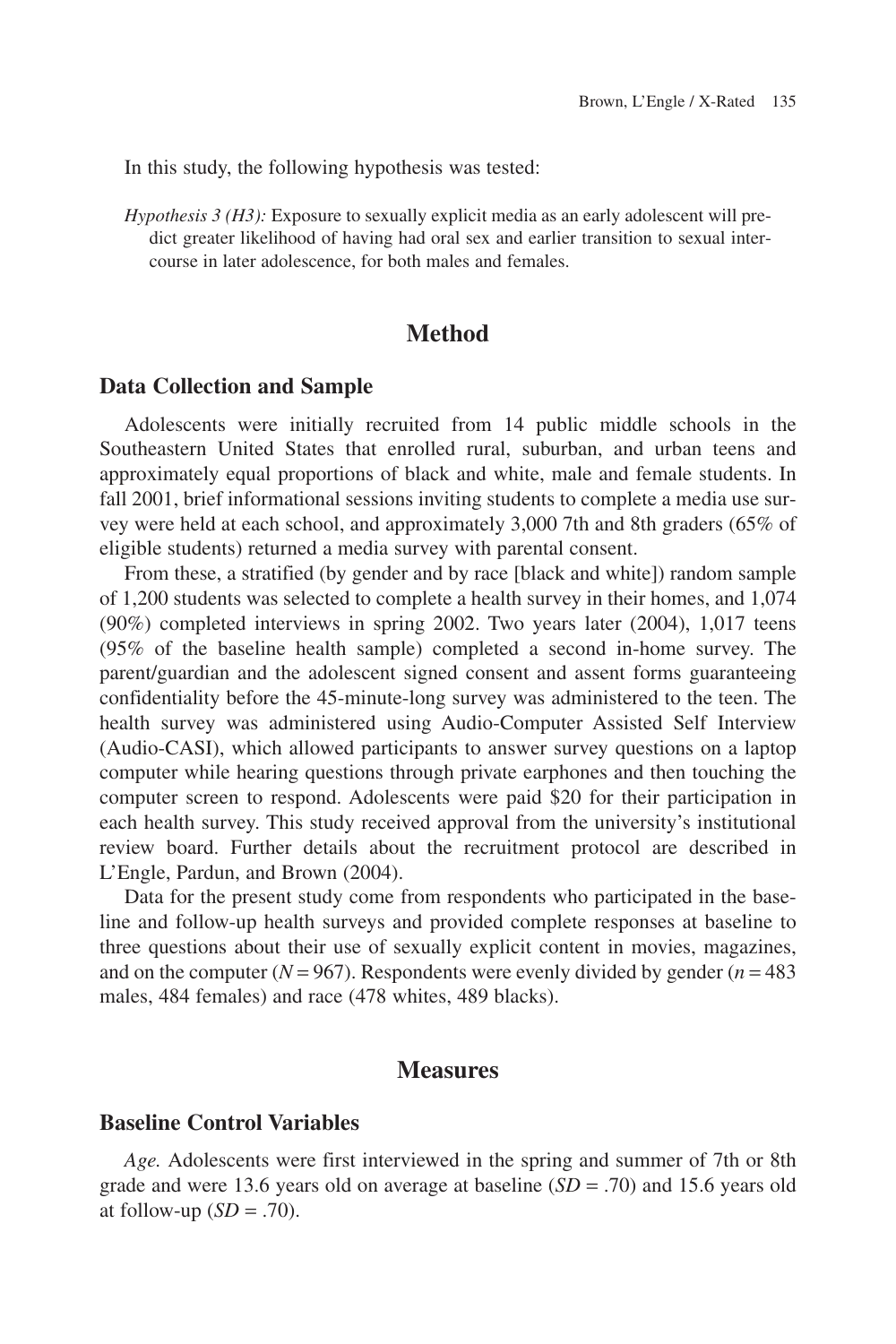In this study, the following hypothesis was tested:

*Hypothesis 3 (H3):* Exposure to sexually explicit media as an early adolescent will predict greater likelihood of having had oral sex and earlier transition to sexual intercourse in later adolescence, for both males and females.

## Method

### Data Collection and Sample

Adolescents were initially recruited from 14 public middle schools in the Southeastern United States that enrolled rural, suburban, and urban teens and approximately equal proportions of black and white, male and female students. In fall 2001, brief informational sessions inviting students to complete a media use survey were held at each school, and approximately 3,000 7th and 8th graders (65% of eligible students) returned a media survey with parental consent.

From these, a stratified (by gender and by race [black and white]) random sample of 1,200 students was selected to complete a health survey in their homes, and 1,074 (90%) completed interviews in spring 2002. Two years later (2004), 1,017 teens (95% of the baseline health sample) completed a second in-home survey. The parent/guardian and the adolescent signed consent and assent forms guaranteeing confidentiality before the 45-minute-long survey was administered to the teen. The health survey was administered using Audio-Computer Assisted Self Interview (Audio-CASI), which allowed participants to answer survey questions on a laptop computer while hearing questions through private earphones and then touching the computer screen to respond. Adolescents were paid $20 for their participation in each health survey. This study received approval from the university's institutional review board. Further details about the recruitment protocol are described in L'Engle, Pardun, and Brown (2004).

Data for the present study come from respondents who participated in the baseline and follow-up health surveys and provided complete responses at baseline to three questions about their use of sexually explicit content in movies, magazines, and on the computer ($N = 967$). Respondents were evenly divided by gender ($n = 483$ males, 484 females) and race (478 whites, 489 blacks).

## Measures

### Baseline Control Variables

*Age.* Adolescents were first interviewed in the spring and summer of 7th or 8th grade and were 13.6 years old on average at baseline ($SD = .70$) and 15.6 years old at follow-up ($SD = .70$).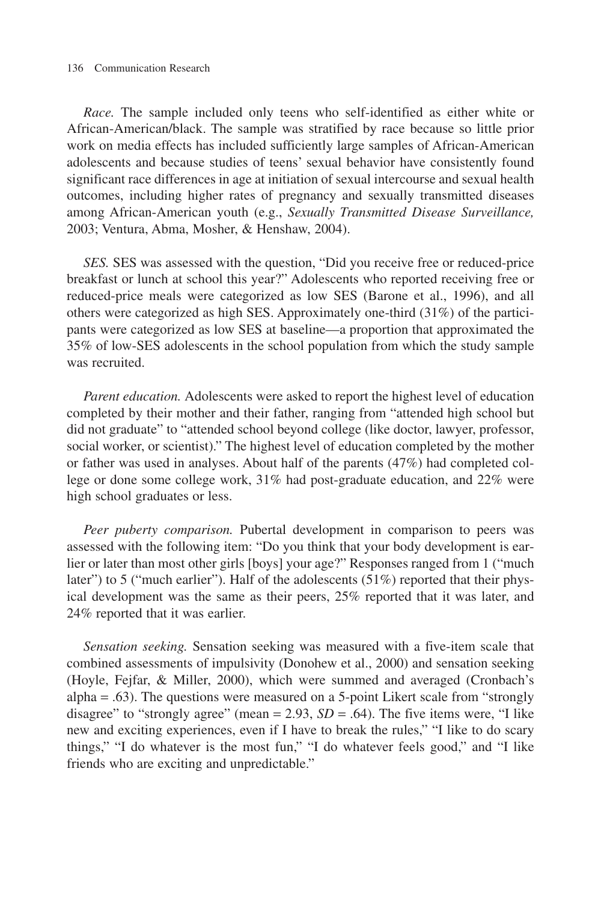*Race.* The sample included only teens who self-identified as either white or African-American/black. The sample was stratified by race because so little prior work on media effects has included sufficiently large samples of African-American adolescents and because studies of teens' sexual behavior have consistently found significant race differences in age at initiation of sexual intercourse and sexual health outcomes, including higher rates of pregnancy and sexually transmitted diseases among African-American youth (e.g., *Sexually Transmitted Disease Surveillance,* 2003; Ventura, Abma, Mosher, & Henshaw, 2004).

*SES.* SES was assessed with the question, "Did you receive free or reduced-price breakfast or lunch at school this year?" Adolescents who reported receiving free or reduced-price meals were categorized as low SES (Barone et al., 1996), and all others were categorized as high SES. Approximately one-third (31%) of the participants were categorized as low SES at baseline—a proportion that approximated the 35% of low-SES adolescents in the school population from which the study sample was recruited.

*Parent education.* Adolescents were asked to report the highest level of education completed by their mother and their father, ranging from "attended high school but did not graduate" to "attended school beyond college (like doctor, lawyer, professor, social worker, or scientist)." The highest level of education completed by the mother or father was used in analyses. About half of the parents (47%) had completed college or done some college work, 31% had post-graduate education, and 22% were high school graduates or less.

*Peer puberty comparison.* Pubertal development in comparison to peers was assessed with the following item: "Do you think that your body development is earlier or later than most other girls [boys] your age?" Responses ranged from 1 ("much later") to 5 ("much earlier"). Half of the adolescents (51%) reported that their physical development was the same as their peers, 25% reported that it was later, and 24% reported that it was earlier.

*Sensation seeking.* Sensation seeking was measured with a five-item scale that combined assessments of impulsivity (Donohew et al., 2000) and sensation seeking (Hoyle, Fejfar, & Miller, 2000), which were summed and averaged (Cronbach's alpha = .63). The questions were measured on a 5-point Likert scale from "strongly disagree" to "strongly agree" (mean = 2.93, *SD* = .64). The five items were, "I like new and exciting experiences, even if I have to break the rules," "I like to do scary things," "I do whatever is the most fun," "I do whatever feels good," and "I like friends who are exciting and unpredictable."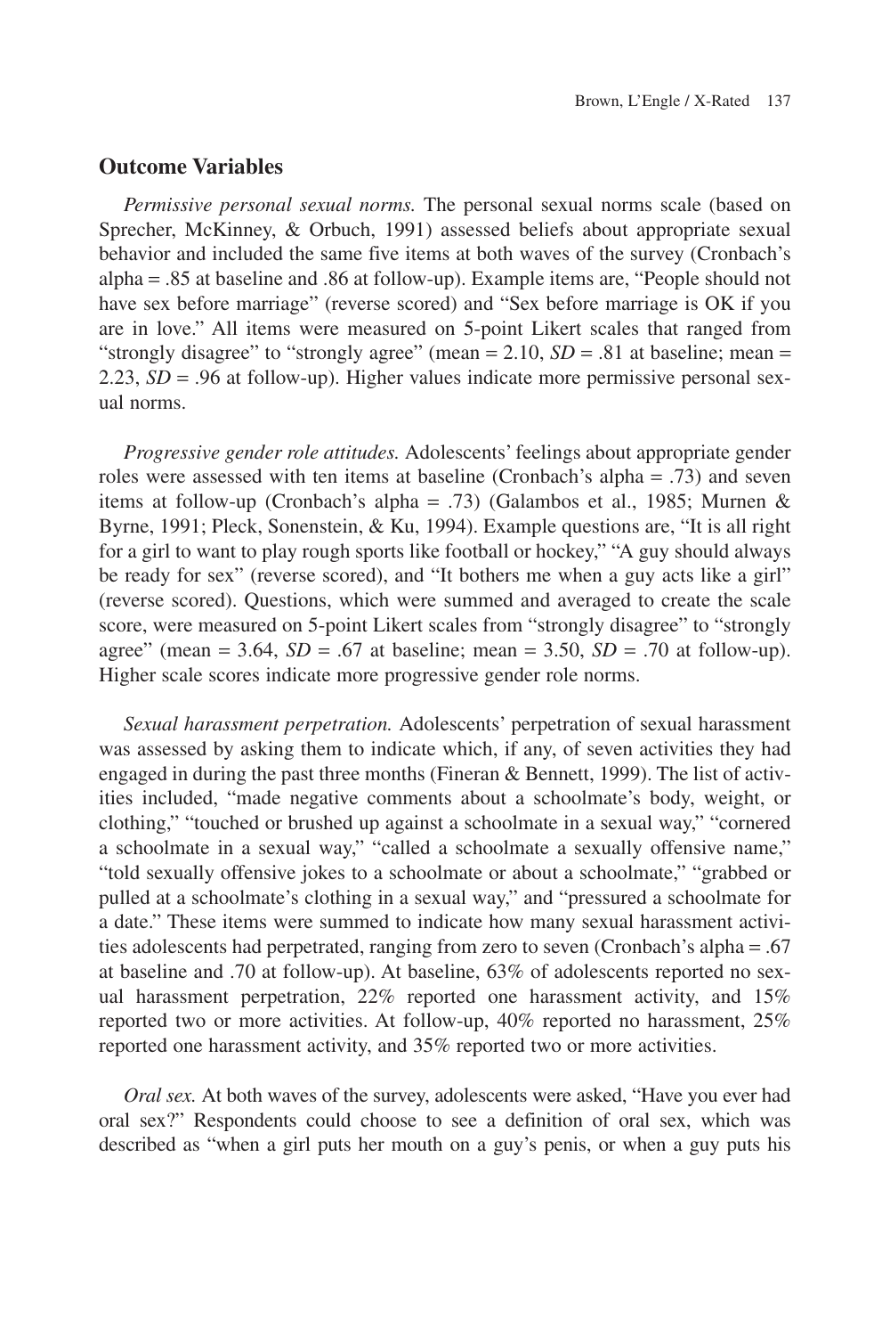## Outcome Variables

*Permissive personal sexual norms.* The personal sexual norms scale (based on Sprecher, McKinney, & Orbuch, 1991) assessed beliefs about appropriate sexual behavior and included the same five items at both waves of the survey (Cronbach's alpha = .85 at baseline and .86 at follow-up). Example items are, "People should not have sex before marriage" (reverse scored) and "Sex before marriage is OK if you are in love." All items were measured on 5-point Likert scales that ranged from "strongly disagree" to "strongly agree" (mean = 2.10, *SD* = .81 at baseline; mean = 2.23, *SD* = .96 at follow-up). Higher values indicate more permissive personal sexual norms.

*Progressive gender role attitudes.* Adolescents' feelings about appropriate gender roles were assessed with ten items at baseline (Cronbach's alpha = .73) and seven items at follow-up (Cronbach's alpha = .73) (Galambos et al., 1985; Murnen & Byrne, 1991; Pleck, Sonenstein, & Ku, 1994). Example questions are, "It is all right for a girl to want to play rough sports like football or hockey," "A guy should always be ready for sex" (reverse scored), and "It bothers me when a guy acts like a girl" (reverse scored). Questions, which were summed and averaged to create the scale score, were measured on 5-point Likert scales from "strongly disagree" to "strongly agree" (mean = 3.64, *SD* = .67 at baseline; mean = 3.50, *SD* = .70 at follow-up). Higher scale scores indicate more progressive gender role norms.

*Sexual harassment perpetration.* Adolescents' perpetration of sexual harassment was assessed by asking them to indicate which, if any, of seven activities they had engaged in during the past three months (Fineran & Bennett, 1999). The list of activities included, "made negative comments about a schoolmate's body, weight, or clothing," "touched or brushed up against a schoolmate in a sexual way," "cornered a schoolmate in a sexual way," "called a schoolmate a sexually offensive name," "told sexually offensive jokes to a schoolmate or about a schoolmate," "grabbed or pulled at a schoolmate's clothing in a sexual way," and "pressured a schoolmate for a date." These items were summed to indicate how many sexual harassment activities adolescents had perpetrated, ranging from zero to seven (Cronbach's alpha = .67 at baseline and .70 at follow-up). At baseline, 63% of adolescents reported no sexual harassment perpetration, 22% reported one harassment activity, and 15% reported two or more activities. At follow-up, 40% reported no harassment, 25% reported one harassment activity, and 35% reported two or more activities.

*Oral sex.* At both waves of the survey, adolescents were asked, "Have you ever had oral sex?" Respondents could choose to see a definition of oral sex, which was described as "when a girl puts her mouth on a guy's penis, or when a guy puts his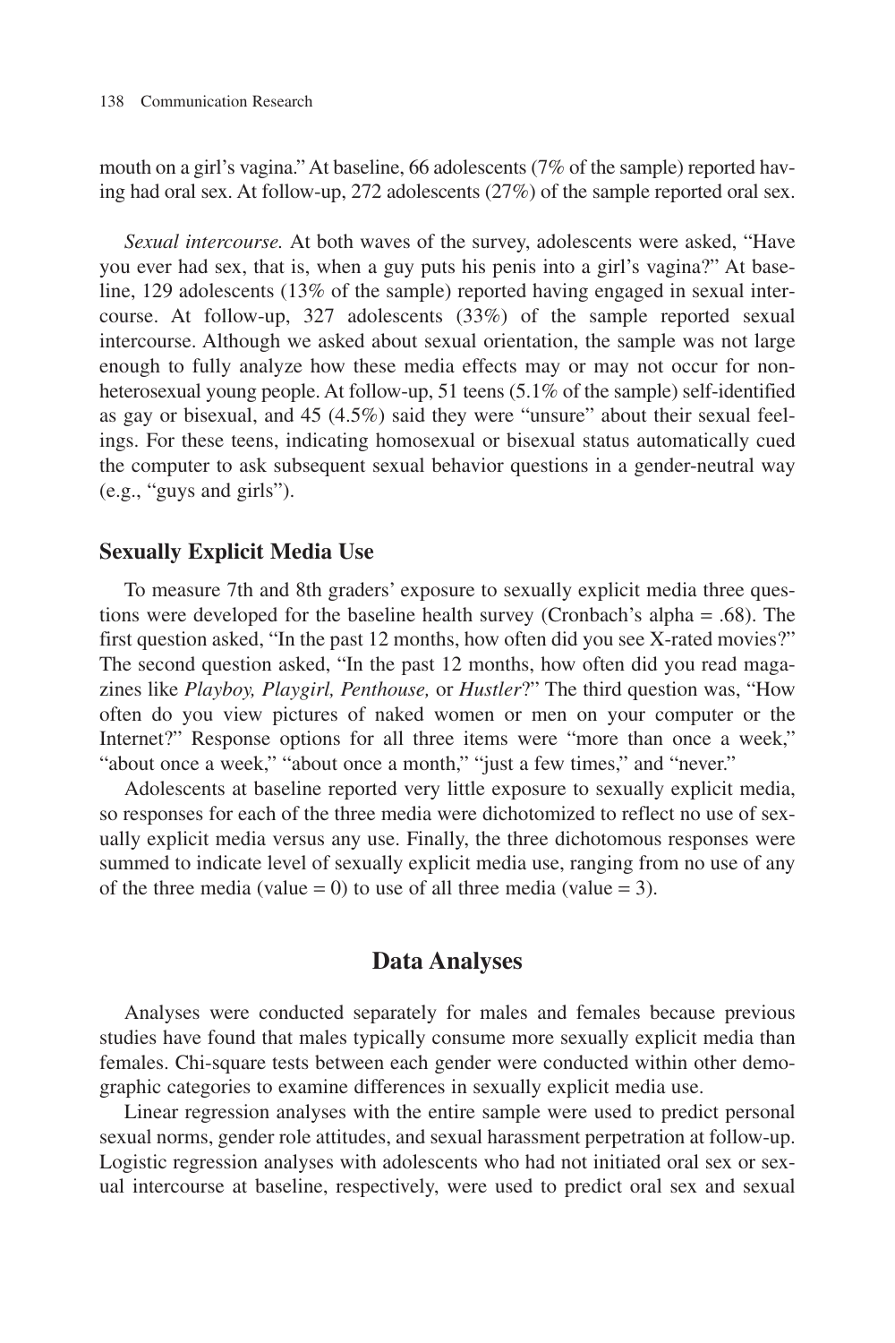mouth on a girl's vagina." At baseline, 66 adolescents (7% of the sample) reported having had oral sex. At follow-up, 272 adolescents (27%) of the sample reported oral sex.

*Sexual intercourse.* At both waves of the survey, adolescents were asked, "Have you ever had sex, that is, when a guy puts his penis into a girl's vagina?" At baseline, 129 adolescents (13% of the sample) reported having engaged in sexual intercourse. At follow-up, 327 adolescents (33%) of the sample reported sexual intercourse. Although we asked about sexual orientation, the sample was not large enough to fully analyze how these media effects may or may not occur for nonheterosexual young people. At follow-up, 51 teens (5.1% of the sample) self-identified as gay or bisexual, and 45 (4.5%) said they were "unsure" about their sexual feelings. For these teens, indicating homosexual or bisexual status automatically cued the computer to ask subsequent sexual behavior questions in a gender-neutral way (e.g., "guys and girls").

### Sexually Explicit Media Use

To measure 7th and 8th graders' exposure to sexually explicit media three questions were developed for the baseline health survey (Cronbach's alpha = .68). The first question asked, "In the past 12 months, how often did you see X-rated movies?" The second question asked, "In the past 12 months, how often did you read magazines like *Playboy, Playgirl, Penthouse,* or *Hustler*?" The third question was, "How often do you view pictures of naked women or men on your computer or the Internet?" Response options for all three items were "more than once a week," "about once a week," "about once a month," "just a few times," and "never."

Adolescents at baseline reported very little exposure to sexually explicit media, so responses for each of the three media were dichotomized to reflect no use of sexually explicit media versus any use. Finally, the three dichotomous responses were summed to indicate level of sexually explicit media use, ranging from no use of any of the three media (value = 0) to use of all three media (value = 3).

## Data Analyses

Analyses were conducted separately for males and females because previous studies have found that males typically consume more sexually explicit media than females. Chi-square tests between each gender were conducted within other demographic categories to examine differences in sexually explicit media use.

Linear regression analyses with the entire sample were used to predict personal sexual norms, gender role attitudes, and sexual harassment perpetration at follow-up. Logistic regression analyses with adolescents who had not initiated oral sex or sexual intercourse at baseline, respectively, were used to predict oral sex and sexual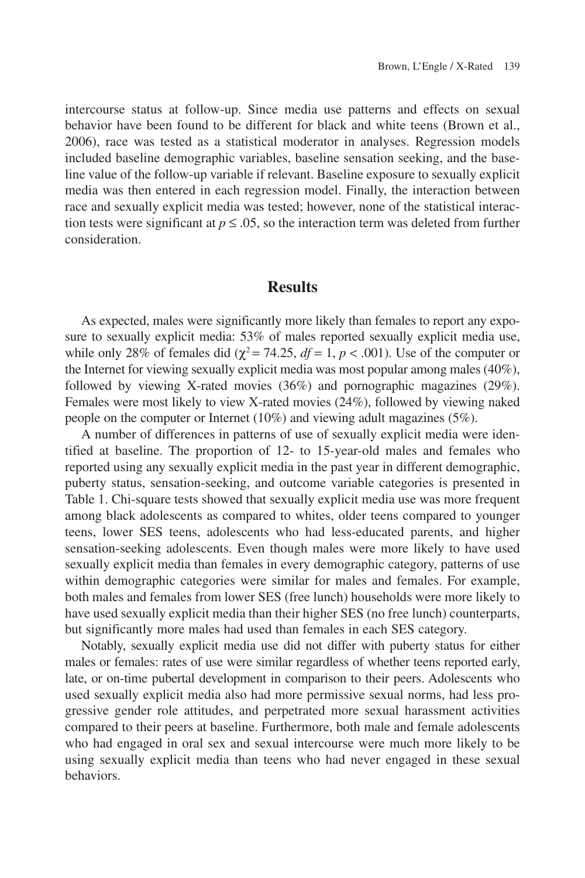intercourse status at follow-up. Since media use patterns and effects on sexual behavior have been found to be different for black and white teens (Brown et al., 2006), race was tested as a statistical moderator in analyses. Regression models included baseline demographic variables, baseline sensation seeking, and the baseline value of the follow-up variable if relevant. Baseline exposure to sexually explicit media was then entered in each regression model. Finally, the interaction between race and sexually explicit media was tested; however, none of the statistical interaction tests were significant at $p \leq .05$, so the interaction term was deleted from further consideration.

## Results

As expected, males were significantly more likely than females to report any exposure to sexually explicit media: 53% of males reported sexually explicit media use, while only 28% of females did ($\chi^2 = 74.25$, $df = 1$, $p < .001$). Use of the computer or the Internet for viewing sexually explicit media was most popular among males (40%), followed by viewing X-rated movies (36%) and pornographic magazines (29%). Females were most likely to view X-rated movies (24%), followed by viewing naked people on the computer or Internet (10%) and viewing adult magazines (5%).

A number of differences in patterns of use of sexually explicit media were identified at baseline. The proportion of 12- to 15-year-old males and females who reported using any sexually explicit media in the past year in different demographic, puberty status, sensation-seeking, and outcome variable categories is presented in Table 1. Chi-square tests showed that sexually explicit media use was more frequent among black adolescents as compared to whites, older teens compared to younger teens, lower SES teens, adolescents who had less-educated parents, and higher sensation-seeking adolescents. Even though males were more likely to have used sexually explicit media than females in every demographic category, patterns of use within demographic categories were similar for males and females. For example, both males and females from lower SES (free lunch) households were more likely to have used sexually explicit media than their higher SES (no free lunch) counterparts, but significantly more males had used than females in each SES category.

Notably, sexually explicit media use did not differ with puberty status for either males or females: rates of use were similar regardless of whether teens reported early, late, or on-time pubertal development in comparison to their peers. Adolescents who used sexually explicit media also had more permissive sexual norms, had less progressive gender role attitudes, and perpetrated more sexual harassment activities compared to their peers at baseline. Furthermore, both male and female adolescents who had engaged in oral sex and sexual intercourse were much more likely to be using sexually explicit media than teens who had never engaged in these sexual behaviors.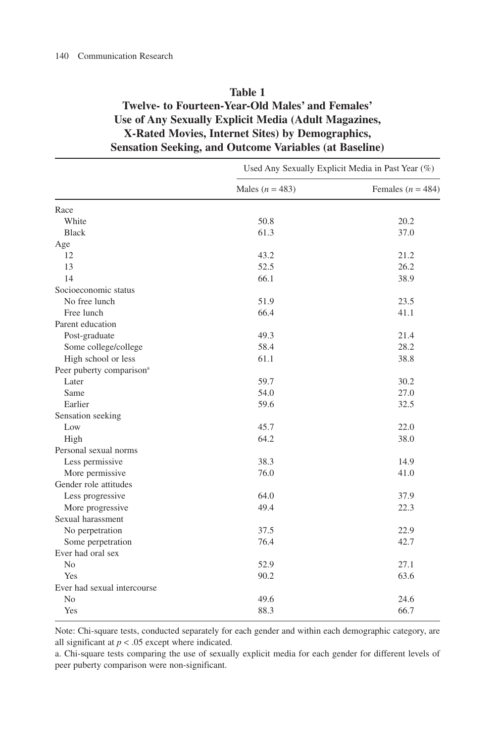**Table 1**
**Twelve- to Fourteen-Year-Old Males' and Females' Use of Any Sexually Explicit Media (Adult Magazines, X-Rated Movies, Internet Sites) by Demographics, Sensation Seeking, and Outcome Variables (at Baseline)**

| | Used Any Sexually Explicit Media in Past Year (%) | |
|---|---|---|
| | Males ($n$ = 483) | Females ($n$ = 484) |
| Race | | |
| White | 50.8 | 20.2 |
| Black | 61.3 | 37.0 |
| Age | | |
| 12 | 43.2 | 21.2 |
| 13 | 52.5 | 26.2 |
| 14 | 66.1 | 38.9 |
| Socioeconomic status | | |
| No free lunch | 51.9 | 23.5 |
| Free lunch | 66.4 | 41.1 |
| Parent education | | |
| Post-graduate | 49.3 | 21.4 |
| Some college/college | 58.4 | 28.2 |
| High school or less | 61.1 | 38.8 |
| Peer puberty comparison[a] | | |
| Later | 59.7 | 30.2 |
| Same | 54.0 | 27.0 |
| Earlier | 59.6 | 32.5 |
| Sensation seeking | | |
| Low | 45.7 | 22.0 |
| High | 64.2 | 38.0 |
| Personal sexual norms | | |
| Less permissive | 38.3 | 14.9 |
| More permissive | 76.0 | 41.0 |
| Gender role attitudes | | |
| Less progressive | 64.0 | 37.9 |
| More progressive | 49.4 | 22.3 |
| Sexual harassment | | |
| No perpetration | 37.5 | 22.9 |
| Some perpetration | 76.4 | 42.7 |
| Ever had oral sex | | |
| No | 52.9 | 27.1 |
| Yes | 90.2 | 63.6 |
| Ever had sexual intercourse | | |
| No | 49.6 | 24.6 |
| Yes | 88.3 | 66.7 |

Note: Chi-square tests, conducted separately for each gender and within each demographic category, are all significant at $p < .05$ except where indicated.

a. Chi-square tests comparing the use of sexually explicit media for each gender for different levels of peer puberty comparison were non-significant.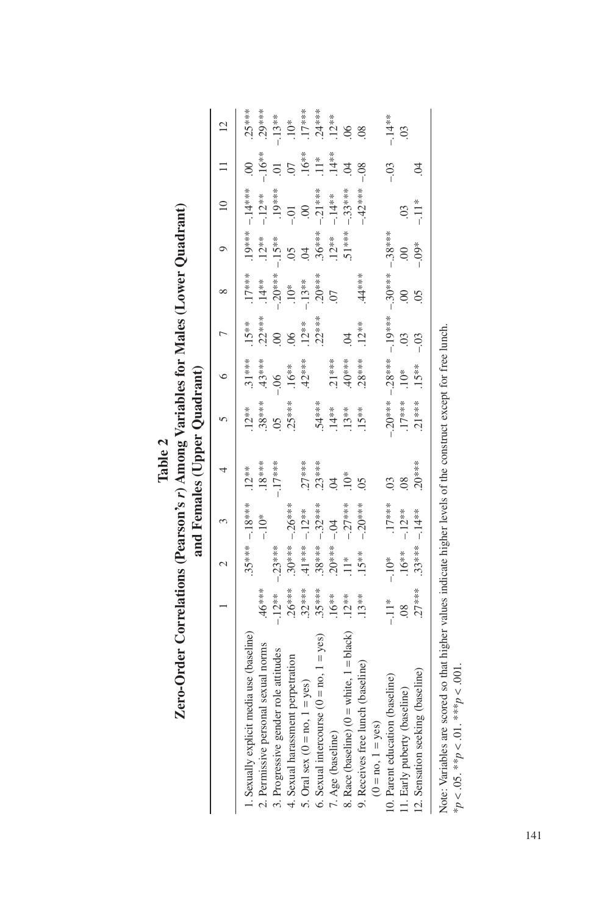**Table 2**

**Zero-Order Correlations (Pearson's *r*) Among Variables for Males (Lower Quadrant) and Females (Upper Quadrant)**

| | 1 | 2 | 3 | 4 | 5 | 6 | 7 | 8 | 9 | 10 | 11 | 12 |
|---|---|---|---|---|---|---|---|---|---|---|---|---|
| 1. Sexually explicit media use (baseline) | | .35*** | –.18*** | .12** | .12** | .31*** | .15** | .17*** | .19*** | –.14*** | .00 | .25*** |
| 2. Permissive personal sexual norms | .46*** | | –.10* | .18*** | .38*** | .43*** | .22*** | .14** | .12** | –.12** | –.16** | .29*** |
| 3. Progressive gender role attitudes | –.12** | –.23*** | | –.17*** | .05 | –.06 | .00 | –.20*** | –.15** | .19*** | .01 | –.13** |
| 4. Sexual harassment perpetration | .26*** | .30*** | –.26*** | | .25*** | .16** | .06 | .10* | .05 | –.01 | .07 | .10* |
| 5. Oral sex (0 = no, 1 = yes) | .32*** | .41*** | –.12** | .27*** | | .42*** | .12** | –.13** | .04 | .00 | .16** | .17*** |
| 6. Sexual intercourse (0 = no, 1 = yes) | .35*** | .38*** | –.32*** | .23*** | .54*** | | .22*** | .20*** | .36*** | –.21*** | .11* | .24*** |
| 7. Age (baseline) | .16** | .20*** | –.04 | .04 | .14** | .21*** | | .07 | .12** | –.14** | .14** | .12** |
| 8. Race (baseline) (0 = white, 1 = black) | .12** | .11* | –.27*** | .10* | .13** | .40*** | .04 | | .51*** | –.33*** | .04 | .06 |
| 9. Receives free lunch (baseline) (0 = no, 1 = yes) | .13** | .15** | –.20*** | .05 | .15** | .28*** | .12** | .44*** | | –.42*** | –.08 | .08 |
| 10. Parent education (baseline) | –.11* | –.10* | .17*** | .03 | –.20*** | –.28*** | –.19*** | –.30*** | –.38*** | | –.03 | –.14** |
| 11. Early puberty (baseline) | .08 | .16** | –.12** | .08 | .17*** | .10* | .03 | .00 | .00 | .03 | | .03 |
| 12. Sensation seeking (baseline) | .27*** | .33*** | –.14** | .20*** | .21*** | .15** | –.03 | .05 | –.09* | –.11* | .04 | |

Note: Variables are scored so that higher values indicate higher levels of the construct except for free lunch.
$*p < .05$. $**p < .01$. $***p < .001$.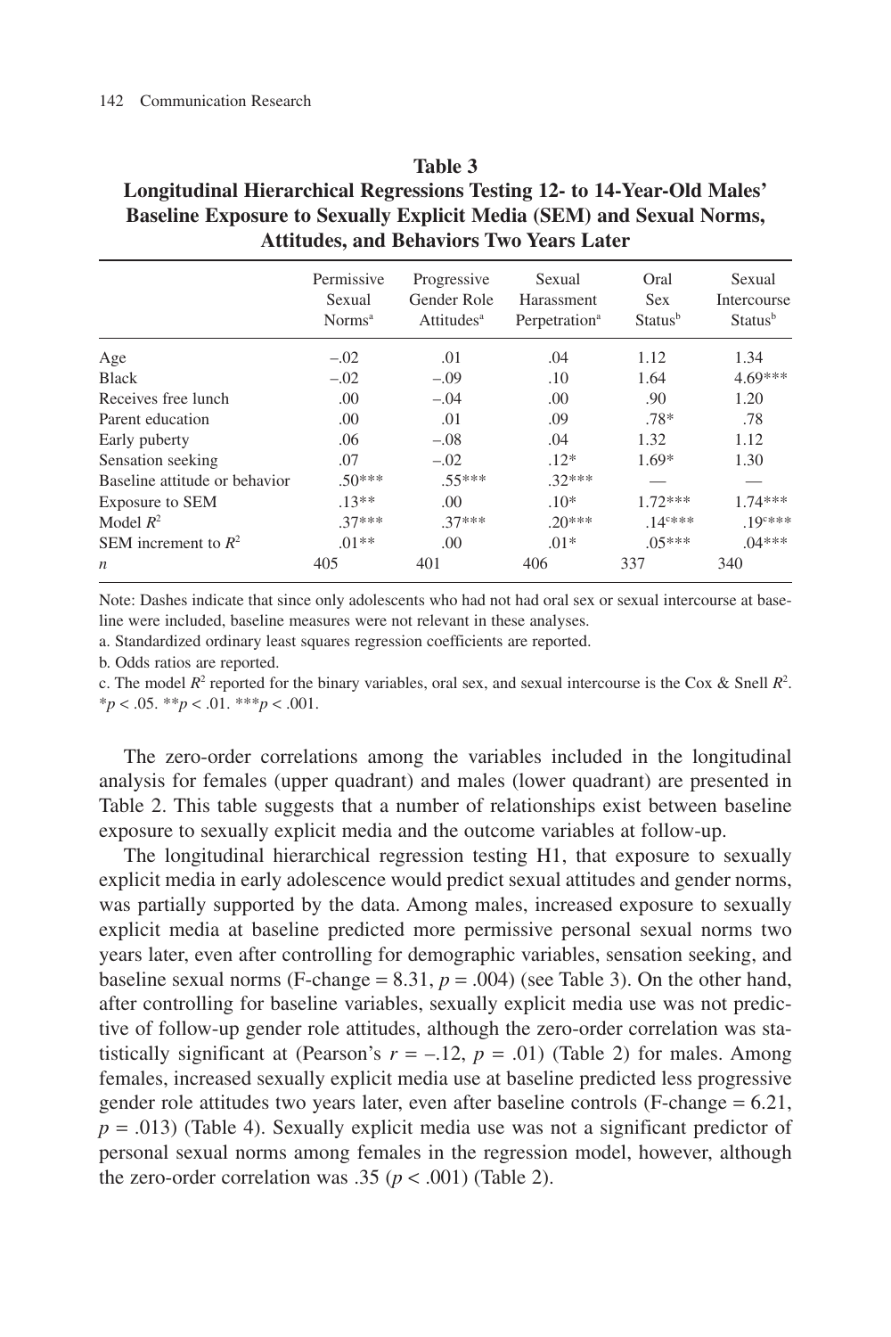**Table 3**
**Longitudinal Hierarchical Regressions Testing 12- to 14-Year-Old Males' Baseline Exposure to Sexually Explicit Media (SEM) and Sexual Norms, Attitudes, and Behaviors Two Years Later**

| | Permissive Sexual Norms[a] | Progressive Gender Role Attitudes[a] | Sexual Harassment Perpetration[a] | Oral Sex Status[b] | Sexual Intercourse Status[b] |
|---|---|---|---|---|---|
| Age | –.02 | .01 | .04 | 1.12 | 1.34 |
| Black | –.02 | –.09 | .10 | 1.64 | 4.69*** |
| Receives free lunch | .00 | –.04 | .00 | .90 | 1.20 |
| Parent education | .00 | .01 | .09 | .78* | .78 |
| Early puberty | .06 | –.08 | .04 | 1.32 | 1.12 |
| Sensation seeking | .07 | –.02 | .12* | 1.69* | 1.30 |
| Baseline attitude or behavior | .50*** | .55*** | .32*** | — | — |
| Exposure to SEM | .13** | .00 | .10* | 1.72*** | 1.74*** |
| Model $R^2$ | .37*** | .37*** | .20*** | .14[c]*** | .19[c]*** |
| SEM increment to $R^2$ | .01** | .00 | .01* | .05*** | .04*** |
| *n* | 405 | 401 | 406 | 337 | 340 |

Note: Dashes indicate that since only adolescents who had not had oral sex or sexual intercourse at baseline were included, baseline measures were not relevant in these analyses.

a. Standardized ordinary least squares regression coefficients are reported.

b. Odds ratios are reported.

c. The model $R^2$ reported for the binary variables, oral sex, and sexual intercourse is the Cox & Snell $R^2$.

*$p < .05$. **$p < .01$. ***$p < .001$.

The zero-order correlations among the variables included in the longitudinal analysis for females (upper quadrant) and males (lower quadrant) are presented in Table 2. This table suggests that a number of relationships exist between baseline exposure to sexually explicit media and the outcome variables at follow-up.

The longitudinal hierarchical regression testing H1, that exposure to sexually explicit media in early adolescence would predict sexual attitudes and gender norms, was partially supported by the data. Among males, increased exposure to sexually explicit media at baseline predicted more permissive personal sexual norms two years later, even after controlling for demographic variables, sensation seeking, and baseline sexual norms (F-change = 8.31, $p = .004$) (see Table 3). On the other hand, after controlling for baseline variables, sexually explicit media use was not predictive of follow-up gender role attitudes, although the zero-order correlation was statistically significant at (Pearson's $r = –.12$, $p = .01$) (Table 2) for males. Among females, increased sexually explicit media use at baseline predicted less progressive gender role attitudes two years later, even after baseline controls (F-change = 6.21, $p = .013$) (Table 4). Sexually explicit media use was not a significant predictor of personal sexual norms among females in the regression model, however, although the zero-order correlation was .35 ($p < .001$) (Table 2).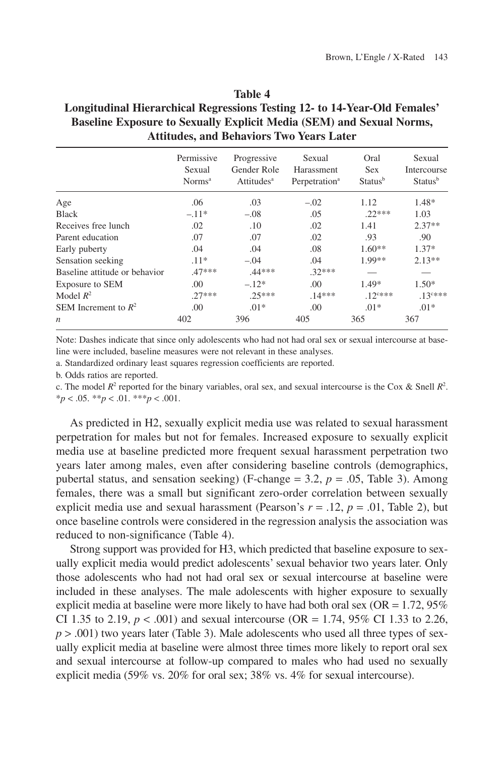**Table 4**
**Longitudinal Hierarchical Regressions Testing 12- to 14-Year-Old Females' Baseline Exposure to Sexually Explicit Media (SEM) and Sexual Norms, Attitudes, and Behaviors Two Years Later**

| | Permissive Sexual Norms[a] | Progressive Gender Role Attitudes[a] | Sexual Harassment Perpetration[a] | Oral Sex Status[b] | Sexual Intercourse Status[b] |
|---|---|---|---|---|---|
| Age | .06 | .03 | –.02 | 1.12 | 1.48* |
| Black | –.11* | –.08 | .05 | .22*** | 1.03 |
| Receives free lunch | .02 | .10 | .02 | 1.41 | 2.37** |
| Parent education | .07 | .07 | .02 | .93 | .90 |
| Early puberty | .04 | .04 | .08 | 1.60** | 1.37* |
| Sensation seeking | .11* | –.04 | .04 | 1.99** | 2.13** |
| Baseline attitude or behavior | .47*** | .44*** | .32*** | — | — |
| Exposure to SEM | .00 | –.12* | .00 | 1.49* | 1.50* |
| Model $R^2$ | .27*** | .25*** | .14*** | .12[c]*** | .13[c]*** |
| SEM Increment to $R^2$ | .00 | .01* | .00 | .01* | .01* |
| *n* | 402 | 396 | 405 | 365 | 367 |

Note: Dashes indicate that since only adolescents who had not had oral sex or sexual intercourse at baseline were included, baseline measures were not relevant in these analyses.

a. Standardized ordinary least squares regression coefficients are reported.

b. Odds ratios are reported.

c. The model $R^2$ reported for the binary variables, oral sex, and sexual intercourse is the Cox & Snell $R^2$.

*$p < .05$. **$p < .01$. ***$p < .001$.

As predicted in H2, sexually explicit media use was related to sexual harassment perpetration for males but not for females. Increased exposure to sexually explicit media use at baseline predicted more frequent sexual harassment perpetration two years later among males, even after considering baseline controls (demographics, pubertal status, and sensation seeking) (F-change = 3.2, $p = .05$, Table 3). Among females, there was a small but significant zero-order correlation between sexually explicit media use and sexual harassment (Pearson's $r = .12$, $p = .01$, Table 2), but once baseline controls were considered in the regression analysis the association was reduced to non-significance (Table 4).

Strong support was provided for H3, which predicted that baseline exposure to sexually explicit media would predict adolescents' sexual behavior two years later. Only those adolescents who had not had oral sex or sexual intercourse at baseline were included in these analyses. The male adolescents with higher exposure to sexually explicit media at baseline were more likely to have had both oral sex (OR = 1.72, 95% CI 1.35 to 2.19, $p < .001$) and sexual intercourse (OR = 1.74, 95% CI 1.33 to 2.26, $p > .001$) two years later (Table 3). Male adolescents who used all three types of sexually explicit media at baseline were almost three times more likely to report oral sex and sexual intercourse at follow-up compared to males who had used no sexually explicit media (59% vs. 20% for oral sex; 38% vs. 4% for sexual intercourse).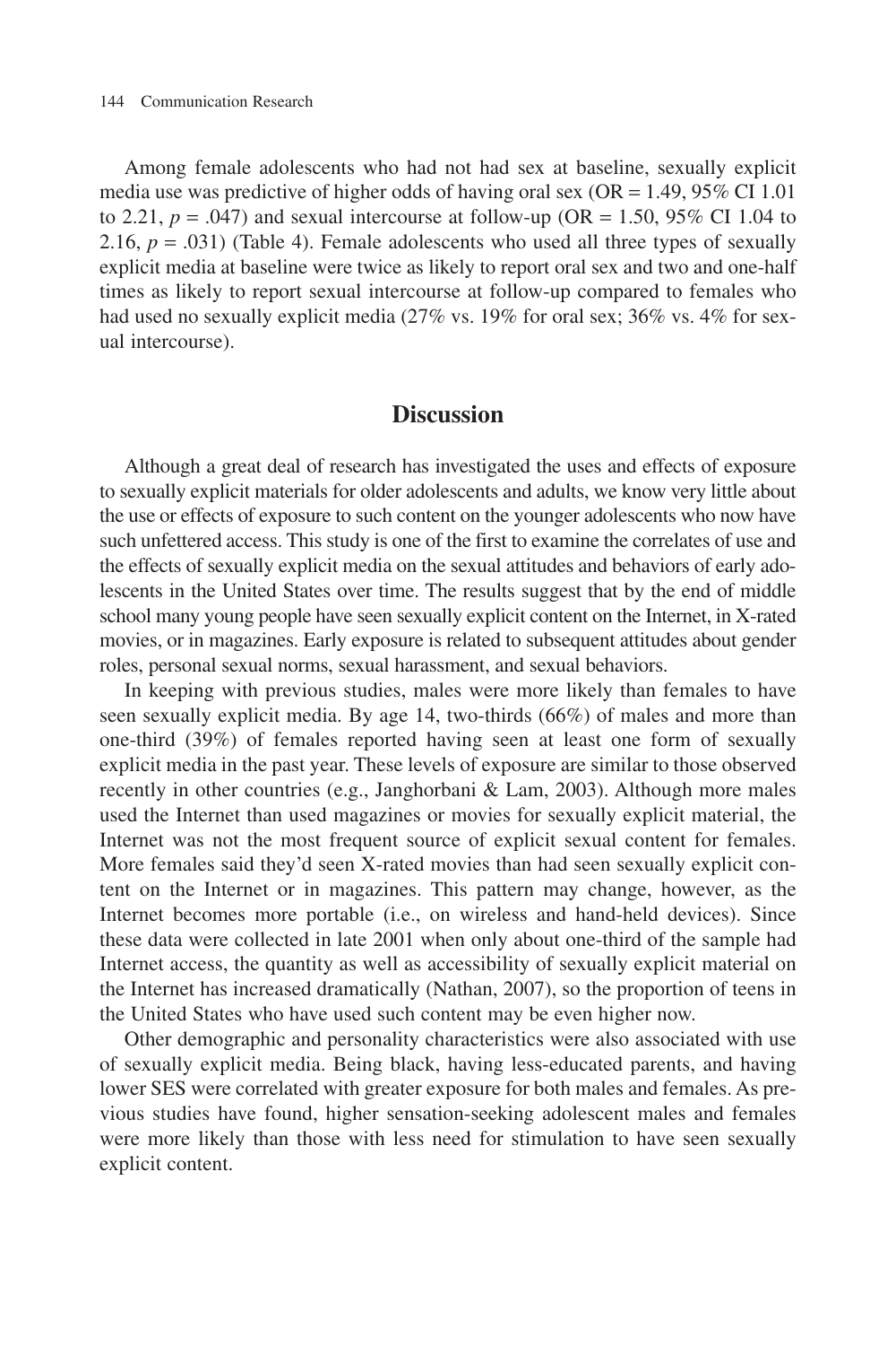Among female adolescents who had not had sex at baseline, sexually explicit media use was predictive of higher odds of having oral sex (OR = 1.49, 95% CI 1.01 to 2.21, $p = .047$) and sexual intercourse at follow-up (OR = 1.50, 95% CI 1.04 to 2.16, $p = .031$) (Table 4). Female adolescents who used all three types of sexually explicit media at baseline were twice as likely to report oral sex and two and one-half times as likely to report sexual intercourse at follow-up compared to females who had used no sexually explicit media (27% vs. 19% for oral sex; 36% vs. 4% for sexual intercourse).

## Discussion

Although a great deal of research has investigated the uses and effects of exposure to sexually explicit materials for older adolescents and adults, we know very little about the use or effects of exposure to such content on the younger adolescents who now have such unfettered access. This study is one of the first to examine the correlates of use and the effects of sexually explicit media on the sexual attitudes and behaviors of early adolescents in the United States over time. The results suggest that by the end of middle school many young people have seen sexually explicit content on the Internet, in X-rated movies, or in magazines. Early exposure is related to subsequent attitudes about gender roles, personal sexual norms, sexual harassment, and sexual behaviors.

In keeping with previous studies, males were more likely than females to have seen sexually explicit media. By age 14, two-thirds (66%) of males and more than one-third (39%) of females reported having seen at least one form of sexually explicit media in the past year. These levels of exposure are similar to those observed recently in other countries (e.g., Janghorbani & Lam, 2003). Although more males used the Internet than used magazines or movies for sexually explicit material, the Internet was not the most frequent source of explicit sexual content for females. More females said they'd seen X-rated movies than had seen sexually explicit content on the Internet or in magazines. This pattern may change, however, as the Internet becomes more portable (i.e., on wireless and hand-held devices). Since these data were collected in late 2001 when only about one-third of the sample had Internet access, the quantity as well as accessibility of sexually explicit material on the Internet has increased dramatically (Nathan, 2007), so the proportion of teens in the United States who have used such content may be even higher now.

Other demographic and personality characteristics were also associated with use of sexually explicit media. Being black, having less-educated parents, and having lower SES were correlated with greater exposure for both males and females. As previous studies have found, higher sensation-seeking adolescent males and females were more likely than those with less need for stimulation to have seen sexually explicit content.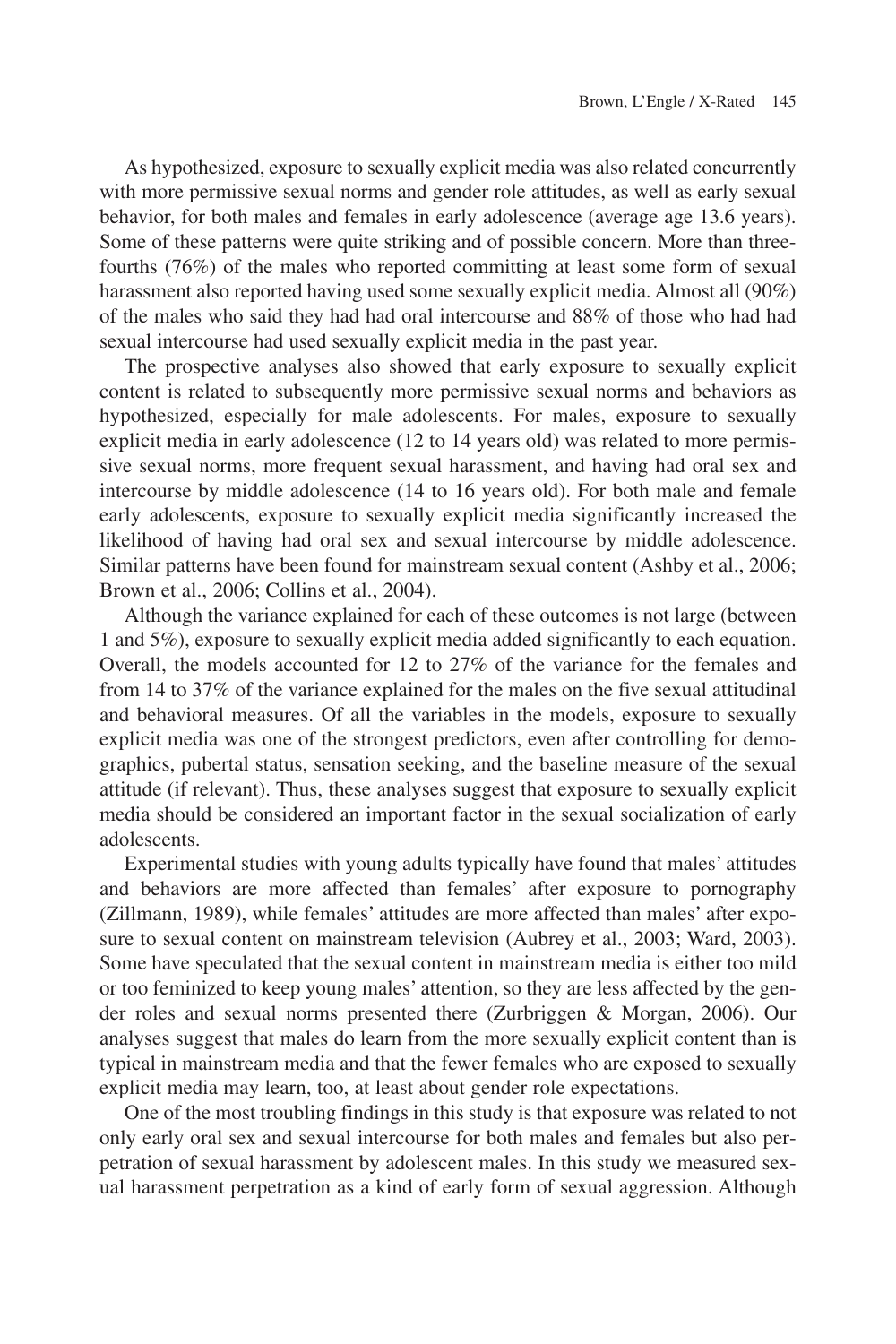As hypothesized, exposure to sexually explicit media was also related concurrently with more permissive sexual norms and gender role attitudes, as well as early sexual behavior, for both males and females in early adolescence (average age 13.6 years). Some of these patterns were quite striking and of possible concern. More than three-fourths (76%) of the males who reported committing at least some form of sexual harassment also reported having used some sexually explicit media. Almost all (90%) of the males who said they had had oral intercourse and 88% of those who had had sexual intercourse had used sexually explicit media in the past year.

The prospective analyses also showed that early exposure to sexually explicit content is related to subsequently more permissive sexual norms and behaviors as hypothesized, especially for male adolescents. For males, exposure to sexually explicit media in early adolescence (12 to 14 years old) was related to more permissive sexual norms, more frequent sexual harassment, and having had oral sex and intercourse by middle adolescence (14 to 16 years old). For both male and female early adolescents, exposure to sexually explicit media significantly increased the likelihood of having had oral sex and sexual intercourse by middle adolescence. Similar patterns have been found for mainstream sexual content (Ashby et al., 2006; Brown et al., 2006; Collins et al., 2004).

Although the variance explained for each of these outcomes is not large (between 1 and 5%), exposure to sexually explicit media added significantly to each equation. Overall, the models accounted for 12 to 27% of the variance for the females and from 14 to 37% of the variance explained for the males on the five sexual attitudinal and behavioral measures. Of all the variables in the models, exposure to sexually explicit media was one of the strongest predictors, even after controlling for demographics, pubertal status, sensation seeking, and the baseline measure of the sexual attitude (if relevant). Thus, these analyses suggest that exposure to sexually explicit media should be considered an important factor in the sexual socialization of early adolescents.

Experimental studies with young adults typically have found that males' attitudes and behaviors are more affected than females' after exposure to pornography (Zillmann, 1989), while females' attitudes are more affected than males' after exposure to sexual content on mainstream television (Aubrey et al., 2003; Ward, 2003). Some have speculated that the sexual content in mainstream media is either too mild or too feminized to keep young males' attention, so they are less affected by the gender roles and sexual norms presented there (Zurbriggen & Morgan, 2006). Our analyses suggest that males do learn from the more sexually explicit content than is typical in mainstream media and that the fewer females who are exposed to sexually explicit media may learn, too, at least about gender role expectations.

One of the most troubling findings in this study is that exposure was related to not only early oral sex and sexual intercourse for both males and females but also perpetration of sexual harassment by adolescent males. In this study we measured sexual harassment perpetration as a kind of early form of sexual aggression. Although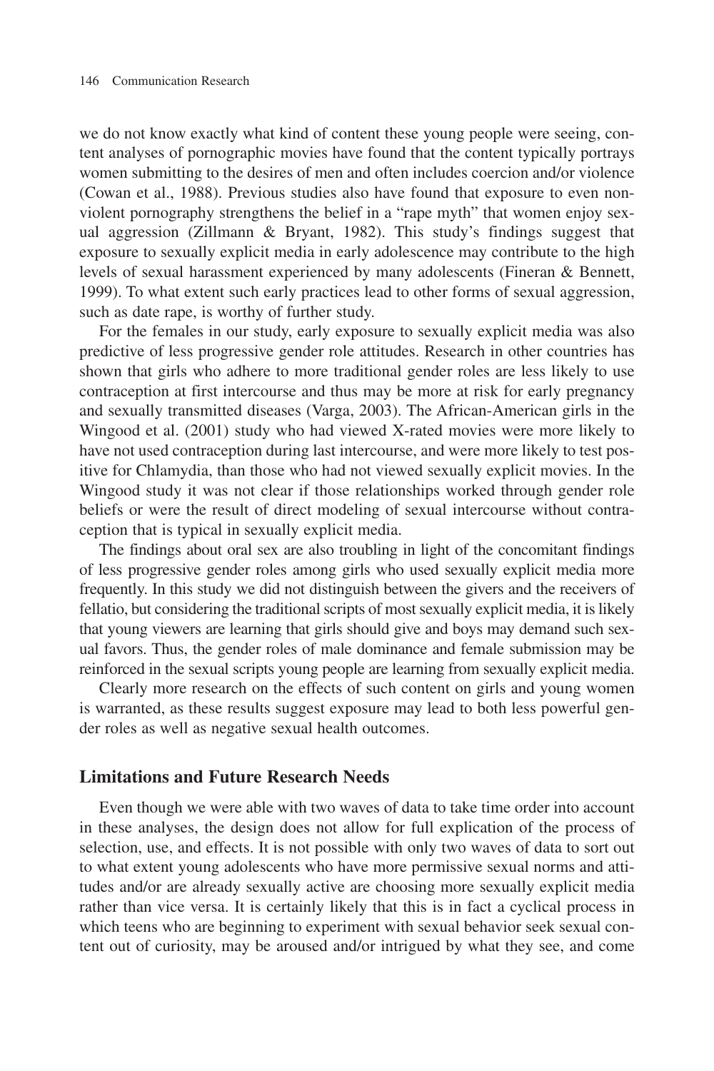we do not know exactly what kind of content these young people were seeing, content analyses of pornographic movies have found that the content typically portrays women submitting to the desires of men and often includes coercion and/or violence (Cowan et al., 1988). Previous studies also have found that exposure to even nonviolent pornography strengthens the belief in a "rape myth" that women enjoy sexual aggression (Zillmann & Bryant, 1982). This study's findings suggest that exposure to sexually explicit media in early adolescence may contribute to the high levels of sexual harassment experienced by many adolescents (Fineran & Bennett, 1999). To what extent such early practices lead to other forms of sexual aggression, such as date rape, is worthy of further study.

For the females in our study, early exposure to sexually explicit media was also predictive of less progressive gender role attitudes. Research in other countries has shown that girls who adhere to more traditional gender roles are less likely to use contraception at first intercourse and thus may be more at risk for early pregnancy and sexually transmitted diseases (Varga, 2003). The African-American girls in the Wingood et al. (2001) study who had viewed X-rated movies were more likely to have not used contraception during last intercourse, and were more likely to test positive for Chlamydia, than those who had not viewed sexually explicit movies. In the Wingood study it was not clear if those relationships worked through gender role beliefs or were the result of direct modeling of sexual intercourse without contraception that is typical in sexually explicit media.

The findings about oral sex are also troubling in light of the concomitant findings of less progressive gender roles among girls who used sexually explicit media more frequently. In this study we did not distinguish between the givers and the receivers of fellatio, but considering the traditional scripts of most sexually explicit media, it is likely that young viewers are learning that girls should give and boys may demand such sexual favors. Thus, the gender roles of male dominance and female submission may be reinforced in the sexual scripts young people are learning from sexually explicit media.

Clearly more research on the effects of such content on girls and young women is warranted, as these results suggest exposure may lead to both less powerful gender roles as well as negative sexual health outcomes.

## Limitations and Future Research Needs

Even though we were able with two waves of data to take time order into account in these analyses, the design does not allow for full explication of the process of selection, use, and effects. It is not possible with only two waves of data to sort out to what extent young adolescents who have more permissive sexual norms and attitudes and/or are already sexually active are choosing more sexually explicit media rather than vice versa. It is certainly likely that this is in fact a cyclical process in which teens who are beginning to experiment with sexual behavior seek sexual content out of curiosity, may be aroused and/or intrigued by what they see, and come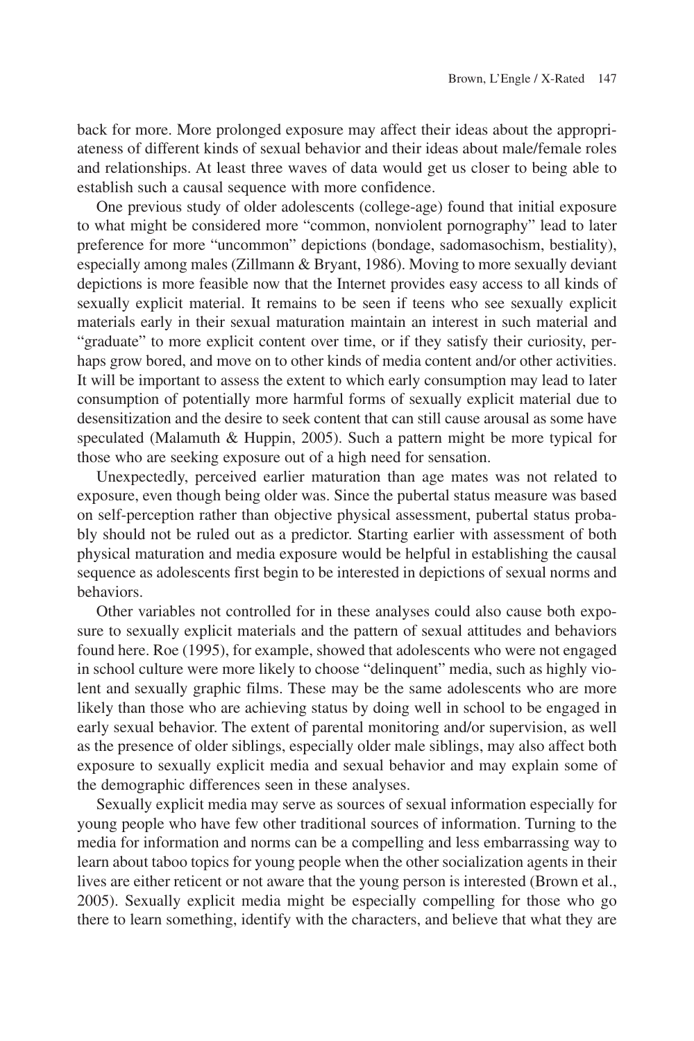back for more. More prolonged exposure may affect their ideas about the appropriateness of different kinds of sexual behavior and their ideas about male/female roles and relationships. At least three waves of data would get us closer to being able to establish such a causal sequence with more confidence.

One previous study of older adolescents (college-age) found that initial exposure to what might be considered more "common, nonviolent pornography" lead to later preference for more "uncommon" depictions (bondage, sadomasochism, bestiality), especially among males (Zillmann & Bryant, 1986). Moving to more sexually deviant depictions is more feasible now that the Internet provides easy access to all kinds of sexually explicit material. It remains to be seen if teens who see sexually explicit materials early in their sexual maturation maintain an interest in such material and "graduate" to more explicit content over time, or if they satisfy their curiosity, perhaps grow bored, and move on to other kinds of media content and/or other activities. It will be important to assess the extent to which early consumption may lead to later consumption of potentially more harmful forms of sexually explicit material due to desensitization and the desire to seek content that can still cause arousal as some have speculated (Malamuth & Huppin, 2005). Such a pattern might be more typical for those who are seeking exposure out of a high need for sensation.

Unexpectedly, perceived earlier maturation than age mates was not related to exposure, even though being older was. Since the pubertal status measure was based on self-perception rather than objective physical assessment, pubertal status probably should not be ruled out as a predictor. Starting earlier with assessment of both physical maturation and media exposure would be helpful in establishing the causal sequence as adolescents first begin to be interested in depictions of sexual norms and behaviors.

Other variables not controlled for in these analyses could also cause both exposure to sexually explicit materials and the pattern of sexual attitudes and behaviors found here. Roe (1995), for example, showed that adolescents who were not engaged in school culture were more likely to choose "delinquent" media, such as highly violent and sexually graphic films. These may be the same adolescents who are more likely than those who are achieving status by doing well in school to be engaged in early sexual behavior. The extent of parental monitoring and/or supervision, as well as the presence of older siblings, especially older male siblings, may also affect both exposure to sexually explicit media and sexual behavior and may explain some of the demographic differences seen in these analyses.

Sexually explicit media may serve as sources of sexual information especially for young people who have few other traditional sources of information. Turning to the media for information and norms can be a compelling and less embarrassing way to learn about taboo topics for young people when the other socialization agents in their lives are either reticent or not aware that the young person is interested (Brown et al., 2005). Sexually explicit media might be especially compelling for those who go there to learn something, identify with the characters, and believe that what they are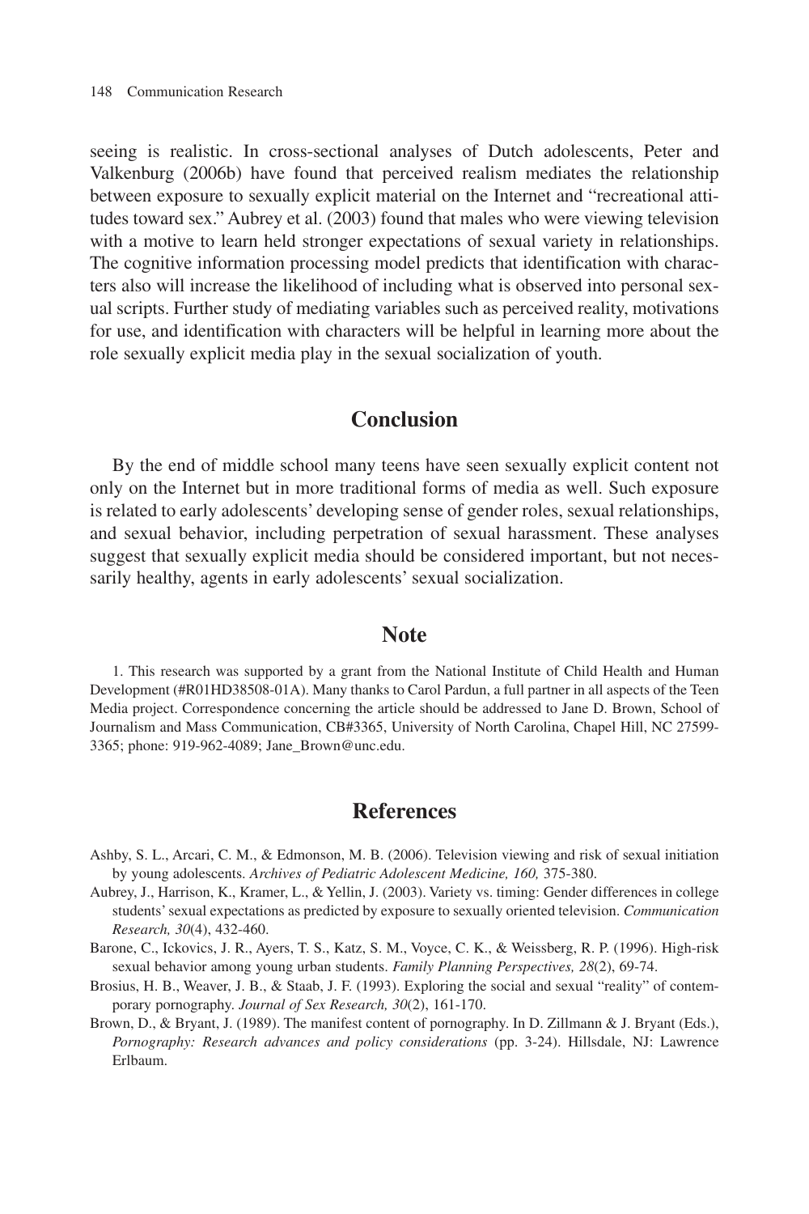seeing is realistic. In cross-sectional analyses of Dutch adolescents, Peter and Valkenburg (2006b) have found that perceived realism mediates the relationship between exposure to sexually explicit material on the Internet and "recreational attitudes toward sex." Aubrey et al. (2003) found that males who were viewing television with a motive to learn held stronger expectations of sexual variety in relationships. The cognitive information processing model predicts that identification with characters also will increase the likelihood of including what is observed into personal sexual scripts. Further study of mediating variables such as perceived reality, motivations for use, and identification with characters will be helpful in learning more about the role sexually explicit media play in the sexual socialization of youth.

## Conclusion

By the end of middle school many teens have seen sexually explicit content not only on the Internet but in more traditional forms of media as well. Such exposure is related to early adolescents' developing sense of gender roles, sexual relationships, and sexual behavior, including perpetration of sexual harassment. These analyses suggest that sexually explicit media should be considered important, but not necessarily healthy, agents in early adolescents' sexual socialization.

## Note

1. This research was supported by a grant from the National Institute of Child Health and Human Development (#R01HD38508-01A). Many thanks to Carol Pardun, a full partner in all aspects of the Teen Media project. Correspondence concerning the article should be addressed to Jane D. Brown, School of Journalism and Mass Communication, CB#3365, University of North Carolina, Chapel Hill, NC 27599-3365; phone: 919-962-4089; Jane_Brown@unc.edu.

## References

Ashby, S. L., Arcari, C. M., & Edmonson, M. B. (2006). Television viewing and risk of sexual initiation by young adolescents. *Archives of Pediatric Adolescent Medicine, 160,* 375-380.

Aubrey, J., Harrison, K., Kramer, L., & Yellin, J. (2003). Variety vs. timing: Gender differences in college students' sexual expectations as predicted by exposure to sexually oriented television. *Communication Research, 30*(4), 432-460.

Barone, C., Ickovics, J. R., Ayers, T. S., Katz, S. M., Voyce, C. K., & Weissberg, R. P. (1996). High-risk sexual behavior among young urban students. *Family Planning Perspectives, 28*(2), 69-74.

Brosius, H. B., Weaver, J. B., & Staab, J. F. (1993). Exploring the social and sexual "reality" of contemporary pornography. *Journal of Sex Research, 30*(2), 161-170.

Brown, D., & Bryant, J. (1989). The manifest content of pornography. In D. Zillmann & J. Bryant (Eds.), *Pornography: Research advances and policy considerations* (pp. 3-24). Hillsdale, NJ: Lawrence Erlbaum.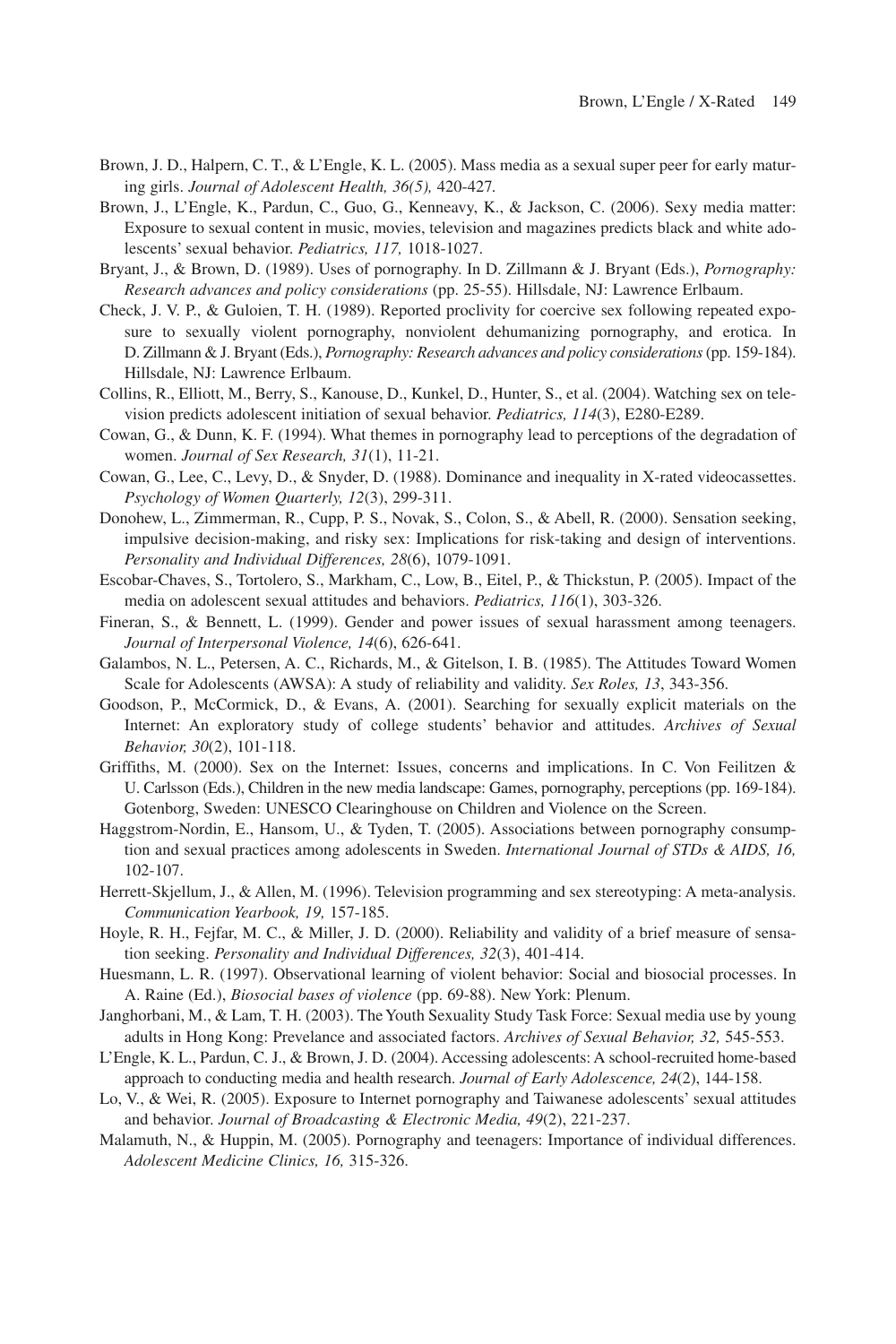Brown, J. D., Halpern, C. T., & L'Engle, K. L. (2005). Mass media as a sexual super peer for early maturing girls. *Journal of Adolescent Health, 36(5),* 420-427.

Brown, J., L'Engle, K., Pardun, C., Guo, G., Kenneavy, K., & Jackson, C. (2006). Sexy media matter: Exposure to sexual content in music, movies, television and magazines predicts black and white adolescents' sexual behavior. *Pediatrics, 117,* 1018-1027.

Bryant, J., & Brown, D. (1989). Uses of pornography. In D. Zillmann & J. Bryant (Eds.), *Pornography: Research advances and policy considerations* (pp. 25-55). Hillsdale, NJ: Lawrence Erlbaum.

Check, J. V. P., & Guloien, T. H. (1989). Reported proclivity for coercive sex following repeated exposure to sexually violent pornography, nonviolent dehumanizing pornography, and erotica. In D. Zillmann & J. Bryant (Eds.), *Pornography: Research advances and policy considerations* (pp. 159-184). Hillsdale, NJ: Lawrence Erlbaum.

Collins, R., Elliott, M., Berry, S., Kanouse, D., Kunkel, D., Hunter, S., et al. (2004). Watching sex on television predicts adolescent initiation of sexual behavior. *Pediatrics, 114*(3), E280-E289.

Cowan, G., & Dunn, K. F. (1994). What themes in pornography lead to perceptions of the degradation of women. *Journal of Sex Research, 31*(1), 11-21.

Cowan, G., Lee, C., Levy, D., & Snyder, D. (1988). Dominance and inequality in X-rated videocassettes. *Psychology of Women Quarterly, 12*(3), 299-311.

Donohew, L., Zimmerman, R., Cupp, P. S., Novak, S., Colon, S., & Abell, R. (2000). Sensation seeking, impulsive decision-making, and risky sex: Implications for risk-taking and design of interventions. *Personality and Individual Differences, 28*(6), 1079-1091.

Escobar-Chaves, S., Tortolero, S., Markham, C., Low, B., Eitel, P., & Thickstun, P. (2005). Impact of the media on adolescent sexual attitudes and behaviors. *Pediatrics, 116*(1), 303-326.

Fineran, S., & Bennett, L. (1999). Gender and power issues of sexual harassment among teenagers. *Journal of Interpersonal Violence, 14*(6), 626-641.

Galambos, N. L., Petersen, A. C., Richards, M., & Gitelson, I. B. (1985). The Attitudes Toward Women Scale for Adolescents (AWSA): A study of reliability and validity. *Sex Roles, 13*, 343-356.

Goodson, P., McCormick, D., & Evans, A. (2001). Searching for sexually explicit materials on the Internet: An exploratory study of college students' behavior and attitudes. *Archives of Sexual Behavior, 30*(2), 101-118.

Griffiths, M. (2000). Sex on the Internet: Issues, concerns and implications. In C. Von Feilitzen & U. Carlsson (Eds.), Children in the new media landscape: Games, pornography, perceptions (pp. 169-184). Gotenborg, Sweden: UNESCO Clearinghouse on Children and Violence on the Screen.

Haggstrom-Nordin, E., Hansom, U., & Tyden, T. (2005). Associations between pornography consumption and sexual practices among adolescents in Sweden. *International Journal of STDs & AIDS, 16,* 102-107.

Herrett-Skjellum, J., & Allen, M. (1996). Television programming and sex stereotyping: A meta-analysis. *Communication Yearbook, 19,* 157-185.

Hoyle, R. H., Fejfar, M. C., & Miller, J. D. (2000). Reliability and validity of a brief measure of sensation seeking. *Personality and Individual Differences, 32*(3), 401-414.

Huesmann, L. R. (1997). Observational learning of violent behavior: Social and biosocial processes. In A. Raine (Ed.), *Biosocial bases of violence* (pp. 69-88). New York: Plenum.

Janghorbani, M., & Lam, T. H. (2003). The Youth Sexuality Study Task Force: Sexual media use by young adults in Hong Kong: Prevelance and associated factors. *Archives of Sexual Behavior, 32,* 545-553.

L'Engle, K. L., Pardun, C. J., & Brown, J. D. (2004). Accessing adolescents: A school-recruited home-based approach to conducting media and health research. *Journal of Early Adolescence, 24*(2), 144-158.

Lo, V., & Wei, R. (2005). Exposure to Internet pornography and Taiwanese adolescents' sexual attitudes and behavior. *Journal of Broadcasting & Electronic Media, 49*(2), 221-237.

Malamuth, N., & Huppin, M. (2005). Pornography and teenagers: Importance of individual differences. *Adolescent Medicine Clinics, 16,* 315-326.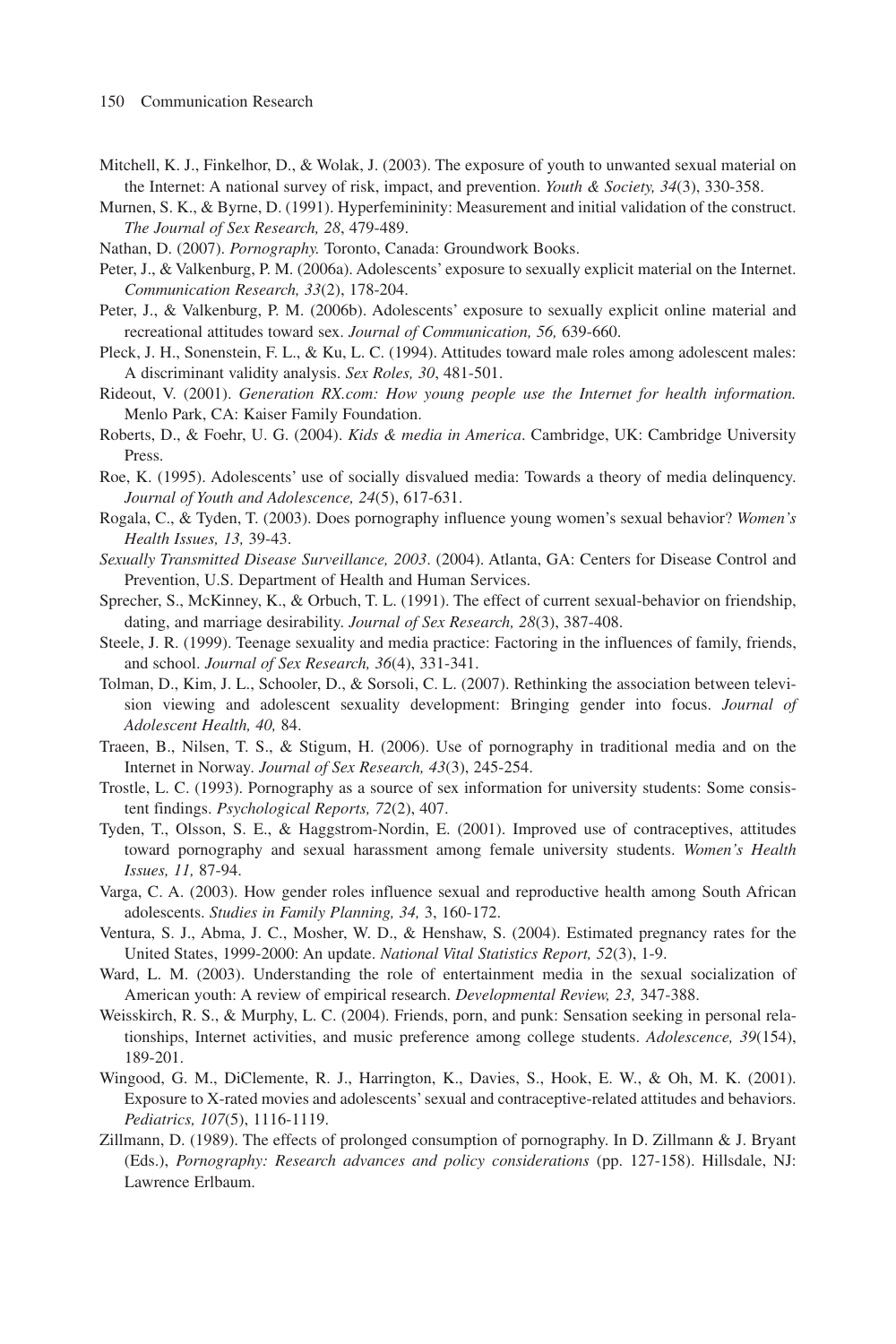Mitchell, K. J., Finkelhor, D., & Wolak, J. (2003). The exposure of youth to unwanted sexual material on the Internet: A national survey of risk, impact, and prevention. *Youth & Society, 34*(3), 330-358.

Murnen, S. K., & Byrne, D. (1991). Hyperfemininity: Measurement and initial validation of the construct. *The Journal of Sex Research, 28*, 479-489.

Nathan, D. (2007). *Pornography.* Toronto, Canada: Groundwork Books.

Peter, J., & Valkenburg, P. M. (2006a). Adolescents' exposure to sexually explicit material on the Internet. *Communication Research, 33*(2), 178-204.

Peter, J., & Valkenburg, P. M. (2006b). Adolescents' exposure to sexually explicit online material and recreational attitudes toward sex. *Journal of Communication, 56,* 639-660.

Pleck, J. H., Sonenstein, F. L., & Ku, L. C. (1994). Attitudes toward male roles among adolescent males: A discriminant validity analysis. *Sex Roles, 30*, 481-501.

Rideout, V. (2001). *Generation RX.com: How young people use the Internet for health information.* Menlo Park, CA: Kaiser Family Foundation.

Roberts, D., & Foehr, U. G. (2004). *Kids & media in America*. Cambridge, UK: Cambridge University Press.

Roe, K. (1995). Adolescents' use of socially disvalued media: Towards a theory of media delinquency. *Journal of Youth and Adolescence, 24*(5), 617-631.

Rogala, C., & Tyden, T. (2003). Does pornography influence young women's sexual behavior? *Women's Health Issues, 13,* 39-43.

*Sexually Transmitted Disease Surveillance, 2003*. (2004). Atlanta, GA: Centers for Disease Control and Prevention, U.S. Department of Health and Human Services.

Sprecher, S., McKinney, K., & Orbuch, T. L. (1991). The effect of current sexual-behavior on friendship, dating, and marriage desirability. *Journal of Sex Research, 28*(3), 387-408.

Steele, J. R. (1999). Teenage sexuality and media practice: Factoring in the influences of family, friends, and school. *Journal of Sex Research, 36*(4), 331-341.

Tolman, D., Kim, J. L., Schooler, D., & Sorsoli, C. L. (2007). Rethinking the association between television viewing and adolescent sexuality development: Bringing gender into focus. *Journal of Adolescent Health, 40,* 84.

Traeen, B., Nilsen, T. S., & Stigum, H. (2006). Use of pornography in traditional media and on the Internet in Norway. *Journal of Sex Research, 43*(3), 245-254.

Trostle, L. C. (1993). Pornography as a source of sex information for university students: Some consistent findings. *Psychological Reports, 72*(2), 407.

Tyden, T., Olsson, S. E., & Haggstrom-Nordin, E. (2001). Improved use of contraceptives, attitudes toward pornography and sexual harassment among female university students. *Women's Health Issues, 11,* 87-94.

Varga, C. A. (2003). How gender roles influence sexual and reproductive health among South African adolescents. *Studies in Family Planning, 34,* 3, 160-172.

Ventura, S. J., Abma, J. C., Mosher, W. D., & Henshaw, S. (2004). Estimated pregnancy rates for the United States, 1999-2000: An update. *National Vital Statistics Report, 52*(3), 1-9.

Ward, L. M. (2003). Understanding the role of entertainment media in the sexual socialization of American youth: A review of empirical research. *Developmental Review, 23,* 347-388.

Weisskirch, R. S., & Murphy, L. C. (2004). Friends, porn, and punk: Sensation seeking in personal relationships, Internet activities, and music preference among college students. *Adolescence, 39*(154), 189-201.

Wingood, G. M., DiClemente, R. J., Harrington, K., Davies, S., Hook, E. W., & Oh, M. K. (2001). Exposure to X-rated movies and adolescents' sexual and contraceptive-related attitudes and behaviors. *Pediatrics, 107*(5), 1116-1119.

Zillmann, D. (1989). The effects of prolonged consumption of pornography. In D. Zillmann & J. Bryant (Eds.), *Pornography: Research advances and policy considerations* (pp. 127-158). Hillsdale, NJ: Lawrence Erlbaum.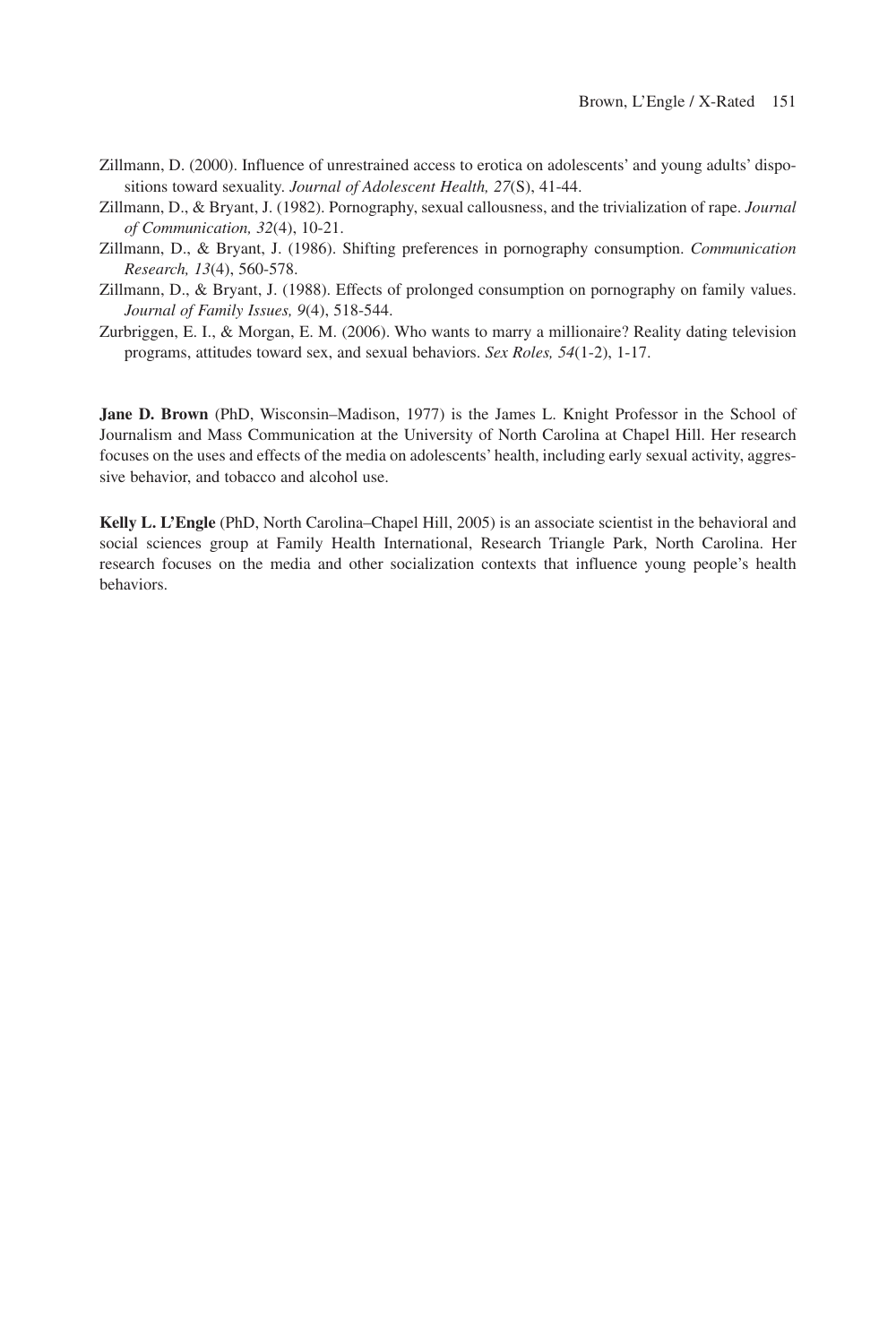Zillmann, D. (2000). Influence of unrestrained access to erotica on adolescents' and young adults' dispositions toward sexuality. *Journal of Adolescent Health, 27*(S), 41-44.

Zillmann, D., & Bryant, J. (1982). Pornography, sexual callousness, and the trivialization of rape. *Journal of Communication, 32*(4), 10-21.

Zillmann, D., & Bryant, J. (1986). Shifting preferences in pornography consumption. *Communication Research, 13*(4), 560-578.

Zillmann, D., & Bryant, J. (1988). Effects of prolonged consumption on pornography on family values. *Journal of Family Issues, 9*(4), 518-544.

Zurbriggen, E. I., & Morgan, E. M. (2006). Who wants to marry a millionaire? Reality dating television programs, attitudes toward sex, and sexual behaviors. *Sex Roles, 54*(1-2), 1-17.

**Jane D. Brown** (PhD, Wisconsin–Madison, 1977) is the James L. Knight Professor in the School of Journalism and Mass Communication at the University of North Carolina at Chapel Hill. Her research focuses on the uses and effects of the media on adolescents' health, including early sexual activity, aggressive behavior, and tobacco and alcohol use.

**Kelly L. L'Engle** (PhD, North Carolina–Chapel Hill, 2005) is an associate scientist in the behavioral and social sciences group at Family Health International, Research Triangle Park, North Carolina. Her research focuses on the media and other socialization contexts that influence young people's health behaviors.